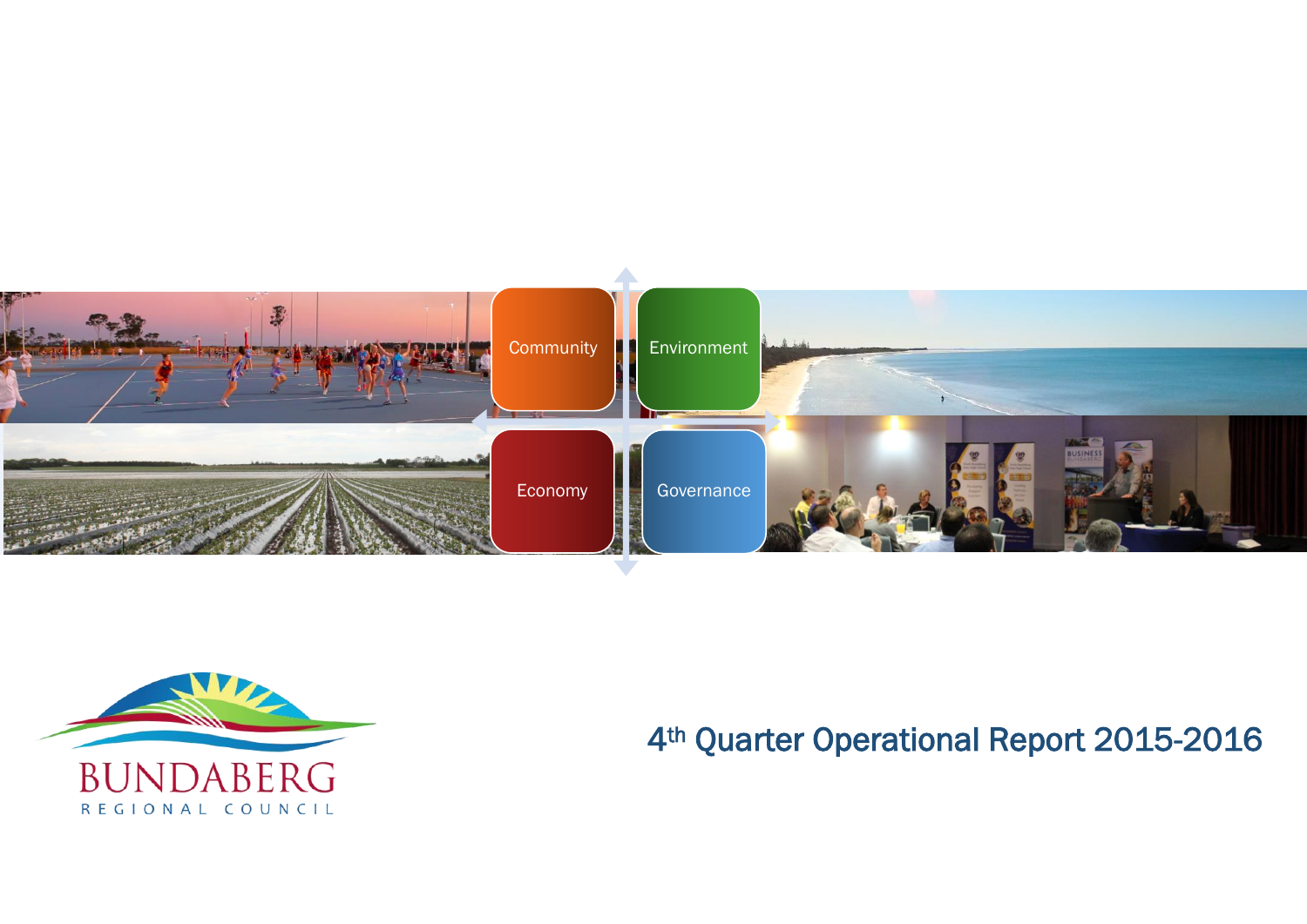Community

Environment

Economy

Governance

BUNDABERG
REGIONAL COUNCIL

# 4th Quarter Operational Report 2015-2016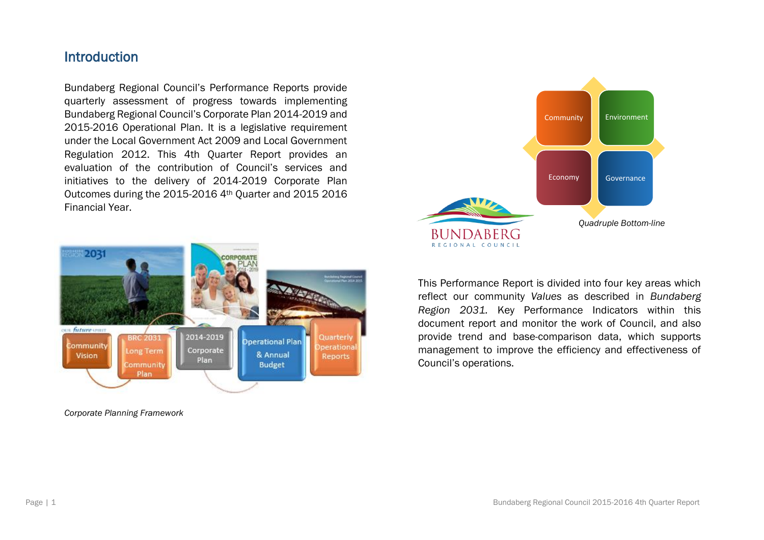## Introduction

Bundaberg Regional Council's Performance Reports provide quarterly assessment of progress towards implementing Bundaberg Regional Council's Corporate Plan 2014-2019 and 2015-2016 Operational Plan. It is a legislative requirement under the Local Government Act 2009 and Local Government Regulation 2012. This 4th Quarter Report provides an evaluation of the contribution of Council's services and initiatives to the delivery of 2014-2019 Corporate Plan Outcomes during the 2015-2016 4th Quarter and 2015 2016 Financial Year.

*Corporate Planning Framework*

*Quadruple Bottom-line*

This Performance Report is divided into four key areas which reflect our community *Values* as described in *Bundaberg Region 2031.* Key Performance Indicators within this document report and monitor the work of Council, and also provide trend and base-comparison data, which supports management to improve the efficiency and effectiveness of Council's operations.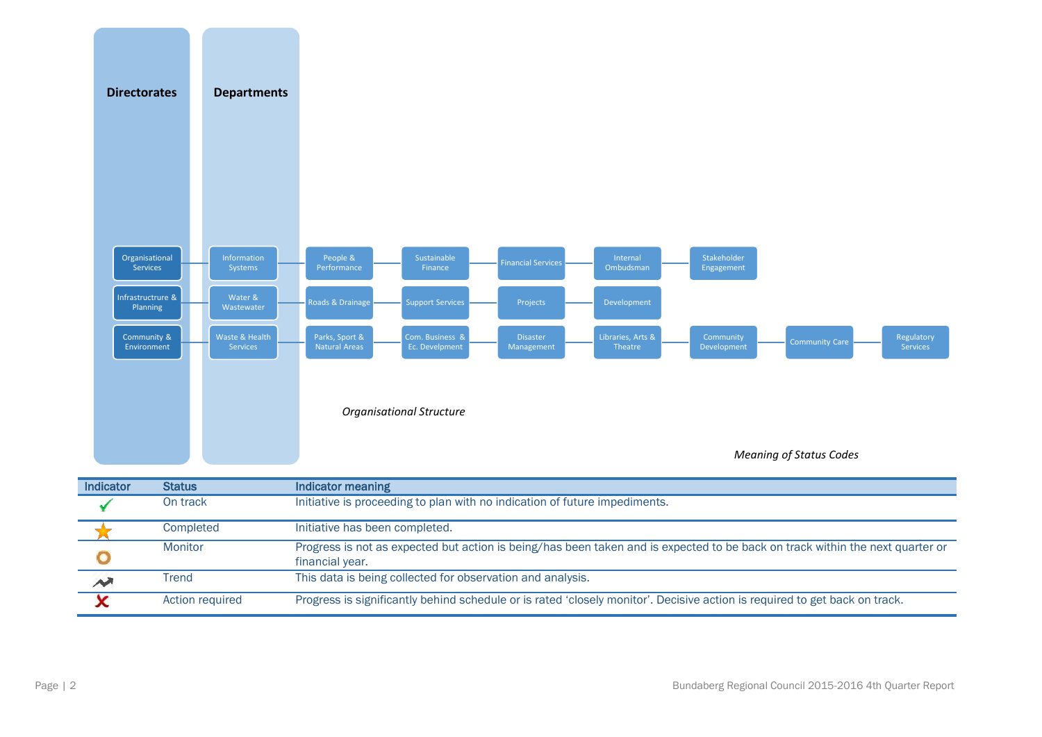| Directorates | Departments | | | | | | | | |
|---|---|---|---|---|---|---|---|---|---|
| Organisational Services | Information Systems | People & Performance | Sustainable Finance | Financial Services | Internal Ombudsman | Stakeholder Engagement | | | |
| Infrastructrure & Planning | Water & Wastewater | Roads & Drainage | Support Services | Projects | Development | | | | |
| Community & Environment | Waste & Health Services | Parks, Sport & Natural Areas | Com. Business & Ec. Develpment | Disaster Management | Libraries, Arts & Theatre | Community Development | Community Care | Regulatory Services | |

*Organisational Structure*

*Meaning of Status Codes*

| Indicator | Status | Indicator meaning |
|---|---|---|
| ✓ | On track | Initiative is proceeding to plan with no indication of future impediments. |
| ★ | Completed | Initiative has been completed. |
| ○ | Monitor | Progress is not as expected but action is being/has been taken and is expected to be back on track within the next quarter or financial year. |
| ↗ | Trend | This data is being collected for observation and analysis. |
| ✗ | Action required | Progress is significantly behind schedule or is rated 'closely monitor'. Decisive action is required to get back on track. |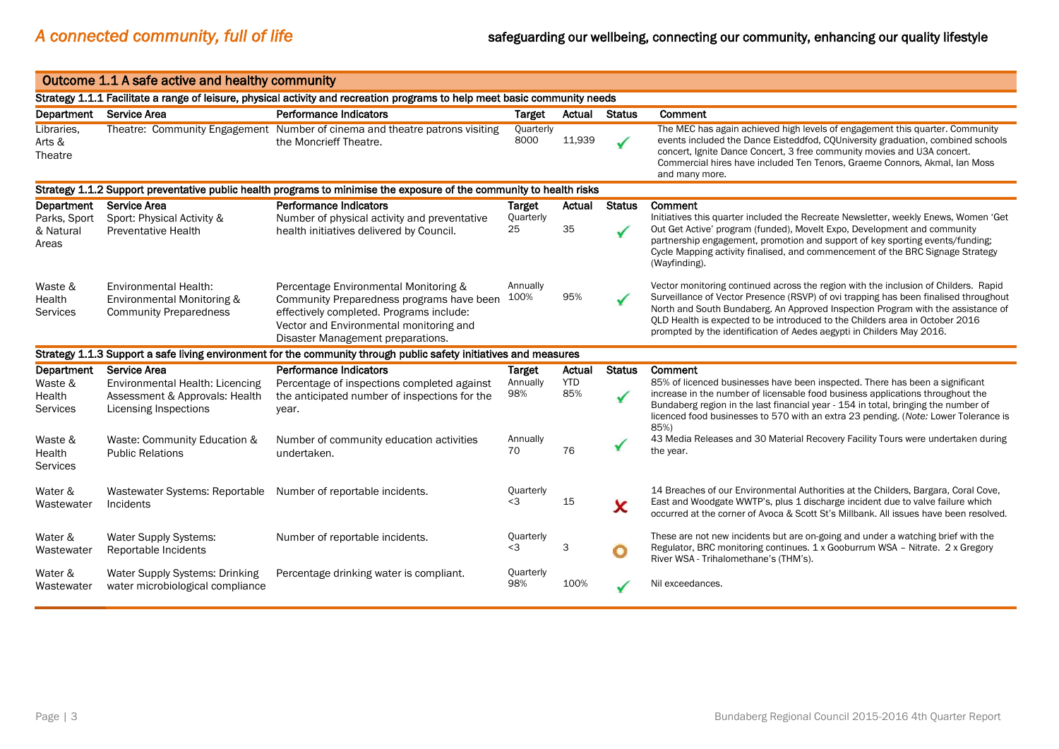*A connected community, full of life*

**safeguarding our wellbeing, connecting our community, enhancing our quality lifestyle**

## Outcome 1.1 A safe active and healthy community

### Strategy 1.1.1 Facilitate a range of leisure, physical activity and recreation programs to help meet basic community needs

| Department | Service Area | Performance Indicators | Target | Actual | Status | Comment |
|---|---|---|---|---|---|---|
| Libraries, Arts & Theatre | Theatre: Community Engagement | Number of cinema and theatre patrons visiting the Moncrieff Theatre. | Quarterly 8000 | 11,939 | ✓ | The MEC has again achieved high levels of engagement this quarter. Community events included the Dance Eisteddfod, CQUniversity graduation, combined schools concert, Ignite Dance Concert, 3 free community movies and U3A concert. Commercial hires have included Ten Tenors, Graeme Connors, Akmal, Ian Moss and many more. |

### Strategy 1.1.2 Support preventative public health programs to minimise the exposure of the community to health risks

| Department | Service Area | Performance Indicators | Target | Actual | Status | Comment |
|---|---|---|---|---|---|---|
| Parks, Sport & Natural Areas | Sport: Physical Activity & Preventative Health | Number of physical activity and preventative health initiatives delivered by Council. | Quarterly 25 | 35 | ✓ | Initiatives this quarter included the Recreate Newsletter, weekly Enews, Women 'Get Out Get Active' program (funded), MoveIt Expo, Development and community partnership engagement, promotion and support of key sporting events/funding; Cycle Mapping activity finalised, and commencement of the BRC Signage Strategy (Wayfinding). |
| Waste & Health Services | Environmental Health: Environmental Monitoring & Community Preparedness | Percentage Environmental Monitoring & Community Preparedness programs have been effectively completed. Programs include: Vector and Environmental monitoring and Disaster Management preparations. | Annually 100% | 95% | ✓ | Vector monitoring continued across the region with the inclusion of Childers. Rapid Surveillance of Vector Presence (RSVP) of ovi trapping has been finalised throughout North and South Bundaberg. An Approved Inspection Program with the assistance of QLD Health is expected to be introduced to the Childers area in October 2016 prompted by the identification of Aedes aegypti in Childers May 2016. |

### Strategy 1.1.3 Support a safe living environment for the community through public safety initiatives and measures

| Department | Service Area | Performance Indicators | Target | Actual | Status | Comment |
|---|---|---|---|---|---|---|
| Waste & Health Services | Environmental Health: Licencing Assessment & Approvals: Health Licensing Inspections | Percentage of inspections completed against the anticipated number of inspections for the year. | Annually 98% | YTD 85% | ✓ | 85% of licenced businesses have been inspected. There has been a significant increase in the number of licensable food business applications throughout the Bundaberg region in the last financial year - 154 in total, bringing the number of licenced food businesses to 570 with an extra 23 pending. (*Note:* Lower Tolerance is 85%) |
| Waste & Health Services | Waste: Community Education & Public Relations | Number of community education activities undertaken. | Annually 70 | 76 | ✓ | 43 Media Releases and 30 Material Recovery Facility Tours were undertaken during the year. |
| Water & Wastewater | Wastewater Systems: Reportable Incidents | Number of reportable incidents. | Quarterly <3 | 15 | ✗ | 14 Breaches of our Environmental Authorities at the Childers, Bargara, Coral Cove, East and Woodgate WWTP's, plus 1 discharge incident due to valve failure which occurred at the corner of Avoca & Scott St's Millbank. All issues have been resolved. |
| Water & Wastewater | Water Supply Systems: Reportable Incidents | Number of reportable incidents. | Quarterly <3 | 3 | ○ | These are not new incidents but are on-going and under a watching brief with the Regulator, BRC monitoring continues. 1 x Gooburrum WSA – Nitrate. 2 x Gregory River WSA - Trihalomethane's (THM's). |
| Water & Wastewater | Water Supply Systems: Drinking water microbiological compliance | Percentage drinking water is compliant. | Quarterly 98% | 100% | ✓ | Nil exceedances. |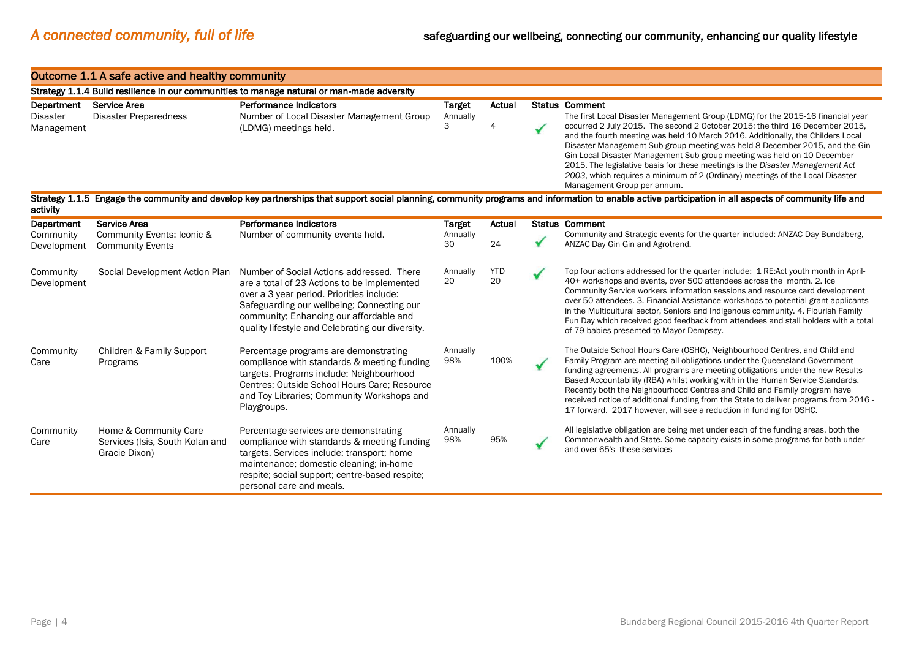*A connected community, full of life* — **safeguarding our wellbeing, connecting our community, enhancing our quality lifestyle**

## Outcome 1.1 A safe active and healthy community

### Strategy 1.1.4 Build resilience in our communities to manage natural or man-made adversity

| Department | Service Area | Performance Indicators | Target | Actual | Status | Comment |
|---|---|---|---|---|---|---|
| Disaster Management | Disaster Preparedness | Number of Local Disaster Management Group (LDMG) meetings held. | Annually 3 | 4 | ✓ | The first Local Disaster Management Group (LDMG) for the 2015-16 financial year occurred 2 July 2015. The second 2 October 2015; the third 16 December 2015, and the fourth meeting was held 10 March 2016. Additionally, the Childers Local Disaster Management Sub-group meeting was held 8 December 2015, and the Gin Gin Local Disaster Management Sub-group meeting was held on 10 December 2015. The legislative basis for these meetings is the *Disaster Management Act 2003*, which requires a minimum of 2 (Ordinary) meetings of the Local Disaster Management Group per annum. |

### Strategy 1.1.5 Engage the community and develop key partnerships that support social planning, community programs and information to enable active participation in all aspects of community life and activity

| Department | Service Area | Performance Indicators | Target | Actual | Status | Comment |
|---|---|---|---|---|---|---|
| Community Development | Community Events: Iconic & Community Events | Number of community events held. | Annually 30 | 24 | ✓ | Community and Strategic events for the quarter included: ANZAC Day Bundaberg, ANZAC Day Gin Gin and Agrotrend. |
| Community Development | Social Development Action Plan | Number of Social Actions addressed. There are a total of 23 Actions to be implemented over a 3 year period. Priorities include: Safeguarding our wellbeing; Connecting our community; Enhancing our affordable and quality lifestyle and Celebrating our diversity. | Annually 20 | YTD 20 | ✓ | Top four actions addressed for the quarter include: 1 RE:Act youth month in April- 40+ workshops and events, over 500 attendees across the month. 2. Ice Community Service workers information sessions and resource card development over 50 attendees. 3. Financial Assistance workshops to potential grant applicants in the Multicultural sector, Seniors and Indigenous community. 4. Flourish Family Fun Day which received good feedback from attendees and stall holders with a total of 79 babies presented to Mayor Dempsey. |
| Community Care | Children & Family Support Programs | Percentage programs are demonstrating compliance with standards & meeting funding targets. Programs include: Neighbourhood Centres; Outside School Hours Care; Resource and Toy Libraries; Community Workshops and Playgroups. | Annually 98% | 100% | ✓ | The Outside School Hours Care (OSHC), Neighbourhood Centres, and Child and Family Program are meeting all obligations under the Queensland Government funding agreements. All programs are meeting obligations under the new Results Based Accountability (RBA) whilst working with in the Human Service Standards. Recently both the Neighbourhood Centres and Child and Family program have received notice of additional funding from the State to deliver programs from 2016 - 17 forward. 2017 however, will see a reduction in funding for OSHC. |
| Community Care | Home & Community Care Services (Isis, South Kolan and Gracie Dixon) | Percentage services are demonstrating compliance with standards & meeting funding targets. Services include: transport; home maintenance; domestic cleaning; in-home respite; social support; centre-based respite; personal care and meals. | Annually 98% | 95% | ✓ | All legislative obligation are being met under each of the funding areas, both the Commonwealth and State. Some capacity exists in some programs for both under and over 65's -these services |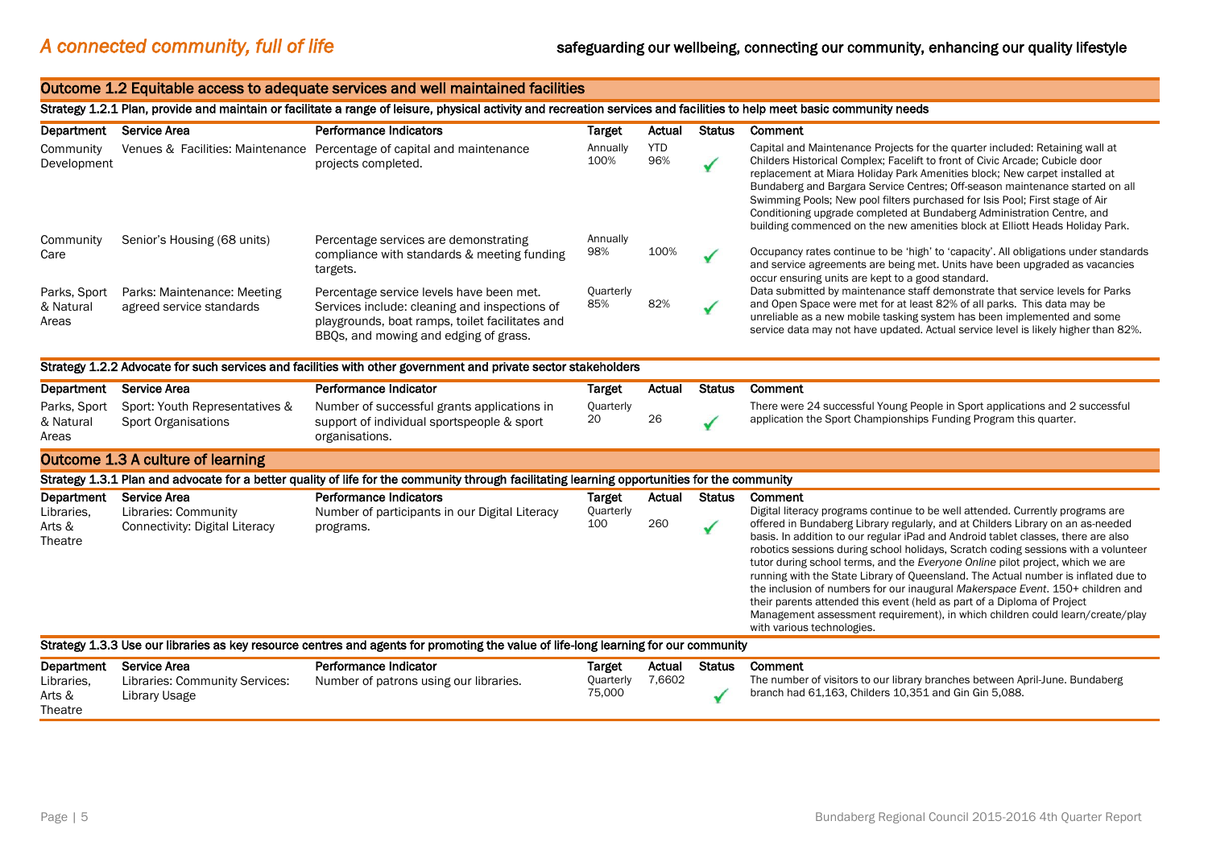# *A connected community, full of life*

**safeguarding our wellbeing, connecting our community, enhancing our quality lifestyle**

## Outcome 1.2 Equitable access to adequate services and well maintained facilities

### Strategy 1.2.1 Plan, provide and maintain or facilitate a range of leisure, physical activity and recreation services and facilities to help meet basic community needs

| Department | Service Area | Performance Indicators | Target | Actual | Status | Comment |
|---|---|---|---|---|---|---|
| Community Development | Venues & Facilities: Maintenance | Percentage of capital and maintenance projects completed. | Annually 100% | YTD 96% | ✓ | Capital and Maintenance Projects for the quarter included: Retaining wall at Childers Historical Complex; Facelift to front of Civic Arcade; Cubicle door replacement at Miara Holiday Park Amenities block; New carpet installed at Bundaberg and Bargara Service Centres; Off-season maintenance started on all Swimming Pools; New pool filters purchased for Isis Pool; First stage of Air Conditioning upgrade completed at Bundaberg Administration Centre, and building commenced on the new amenities block at Elliott Heads Holiday Park. |
| Community Care | Senior's Housing (68 units) | Percentage services are demonstrating compliance with standards & meeting funding targets. | Annually 98% | 100% | ✓ | Occupancy rates continue to be 'high' to 'capacity'. All obligations under standards and service agreements are being met. Units have been upgraded as vacancies occur ensuring units are kept to a good standard. |
| Parks, Sport & Natural Areas | Parks: Maintenance: Meeting agreed service standards | Percentage service levels have been met. Services include: cleaning and inspections of playgrounds, boat ramps, toilet facilitates and BBQs, and mowing and edging of grass. | Quarterly 85% | 82% | ✓ | Data submitted by maintenance staff demonstrate that service levels for Parks and Open Space were met for at least 82% of all parks. This data may be unreliable as a new mobile tasking system has been implemented and some service data may not have updated. Actual service level is likely higher than 82%. |

### Strategy 1.2.2 Advocate for such services and facilities with other government and private sector stakeholders

| Department | Service Area | Performance Indicator | Target | Actual | Status | Comment |
|---|---|---|---|---|---|---|
| Parks, Sport & Natural Areas | Sport: Youth Representatives & Sport Organisations | Number of successful grants applications in support of individual sportspeople & sport organisations. | Quarterly 20 | 26 | ✓ | There were 24 successful Young People in Sport applications and 2 successful application the Sport Championships Funding Program this quarter. |

## Outcome 1.3 A culture of learning

### Strategy 1.3.1 Plan and advocate for a better quality of life for the community through facilitating learning opportunities for the community

| Department | Service Area | Performance Indicators | Target | Actual | Status | Comment |
|---|---|---|---|---|---|---|
| Libraries, Arts & Theatre | Libraries: Community Connectivity: Digital Literacy | Number of participants in our Digital Literacy programs. | Quarterly 100 | 260 | ✓ | Digital literacy programs continue to be well attended. Currently programs are offered in Bundaberg Library regularly, and at Childers Library on an as-needed basis. In addition to our regular iPad and Android tablet classes, there are also robotics sessions during school holidays, Scratch coding sessions with a volunteer tutor during school terms, and the *Everyone Online* pilot project, which we are running with the State Library of Queensland. The Actual number is inflated due to the inclusion of numbers for our inaugural *Makerspace Event*. 150+ children and their parents attended this event (held as part of a Diploma of Project Management assessment requirement), in which children could learn/create/play with various technologies. |

### Strategy 1.3.3 Use our libraries as key resource centres and agents for promoting the value of life-long learning for our community

| Department | Service Area | Performance Indicator | Target | Actual | Status | Comment |
|---|---|---|---|---|---|---|
| Libraries, Arts & Theatre | Libraries: Community Services: Library Usage | Number of patrons using our libraries. | Quarterly 75,000 | 7,6602 | ✓ | The number of visitors to our library branches between April-June. Bundaberg branch had 61,163, Childers 10,351 and Gin Gin 5,088. |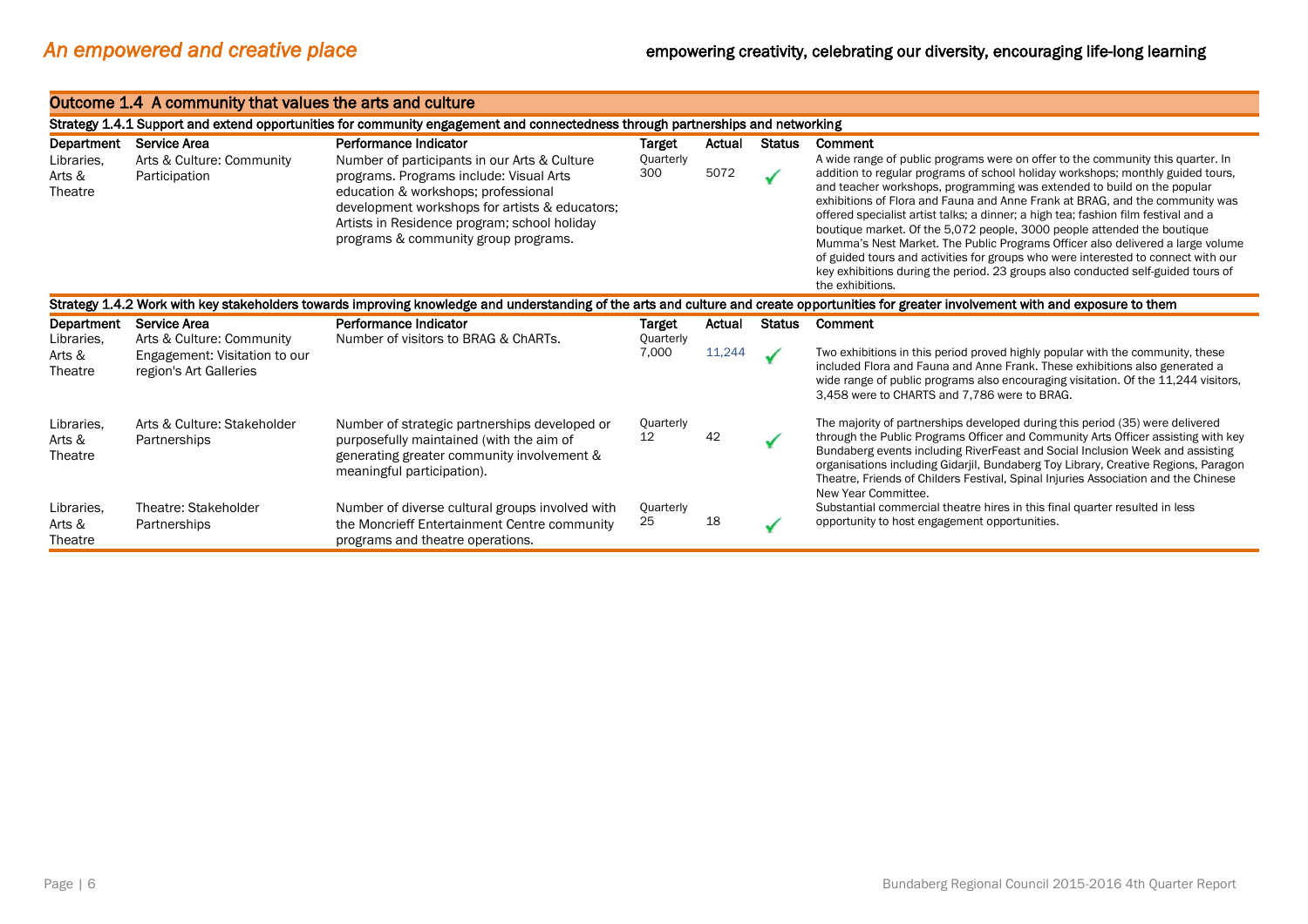## *An empowered and creative place*

**empowering creativity, celebrating our diversity, encouraging life-long learning**

### Outcome 1.4 A community that values the arts and culture

**Strategy 1.4.1 Support and extend opportunities for community engagement and connectedness through partnerships and networking**

| Department | Service Area | Performance Indicator | Target | Actual | Status | Comment |
|---|---|---|---|---|---|---|
| Libraries, Arts & Theatre | Arts & Culture: Community Participation | Number of participants in our Arts & Culture programs. Programs include: Visual Arts education & workshops; professional development workshops for artists & educators; Artists in Residence program; school holiday programs & community group programs. | Quarterly 300 | 5072 | ✓ | A wide range of public programs were on offer to the community this quarter. In addition to regular programs of school holiday workshops; monthly guided tours, and teacher workshops, programming was extended to build on the popular exhibitions of Flora and Fauna and Anne Frank at BRAG, and the community was offered specialist artist talks; a dinner; a high tea; fashion film festival and a boutique market. Of the 5,072 people, 3000 people attended the boutique Mumma's Nest Market. The Public Programs Officer also delivered a large volume of guided tours and activities for groups who were interested to connect with our key exhibitions during the period. 23 groups also conducted self-guided tours of the exhibitions. |

**Strategy 1.4.2 Work with key stakeholders towards improving knowledge and understanding of the arts and culture and create opportunities for greater involvement with and exposure to them**

| Department | Service Area | Performance Indicator | Target | Actual | Status | Comment |
|---|---|---|---|---|---|---|
| Libraries, Arts & Theatre | Arts & Culture: Community Engagement: Visitation to our region's Art Galleries | Number of visitors to BRAG & ChARTs. | Quarterly 7,000 | 11,244 | ✓ | Two exhibitions in this period proved highly popular with the community, these included Flora and Fauna and Anne Frank. These exhibitions also generated a wide range of public programs also encouraging visitation. Of the 11,244 visitors, 3,458 were to CHARTS and 7,786 were to BRAG. |
| Libraries, Arts & Theatre | Arts & Culture: Stakeholder Partnerships | Number of strategic partnerships developed or purposefully maintained (with the aim of generating greater community involvement & meaningful participation). | Quarterly 12 | 42 | ✓ | The majority of partnerships developed during this period (35) were delivered through the Public Programs Officer and Community Arts Officer assisting with key Bundaberg events including RiverFeast and Social Inclusion Week and assisting organisations including Gidarjil, Bundaberg Toy Library, Creative Regions, Paragon Theatre, Friends of Childers Festival, Spinal Injuries Association and the Chinese New Year Committee. |
| Libraries, Arts & Theatre | Theatre: Stakeholder Partnerships | Number of diverse cultural groups involved with the Moncrieff Entertainment Centre community programs and theatre operations. | Quarterly 25 | 18 | ✓ | Substantial commercial theatre hires in this final quarter resulted in less opportunity to host engagement opportunities. |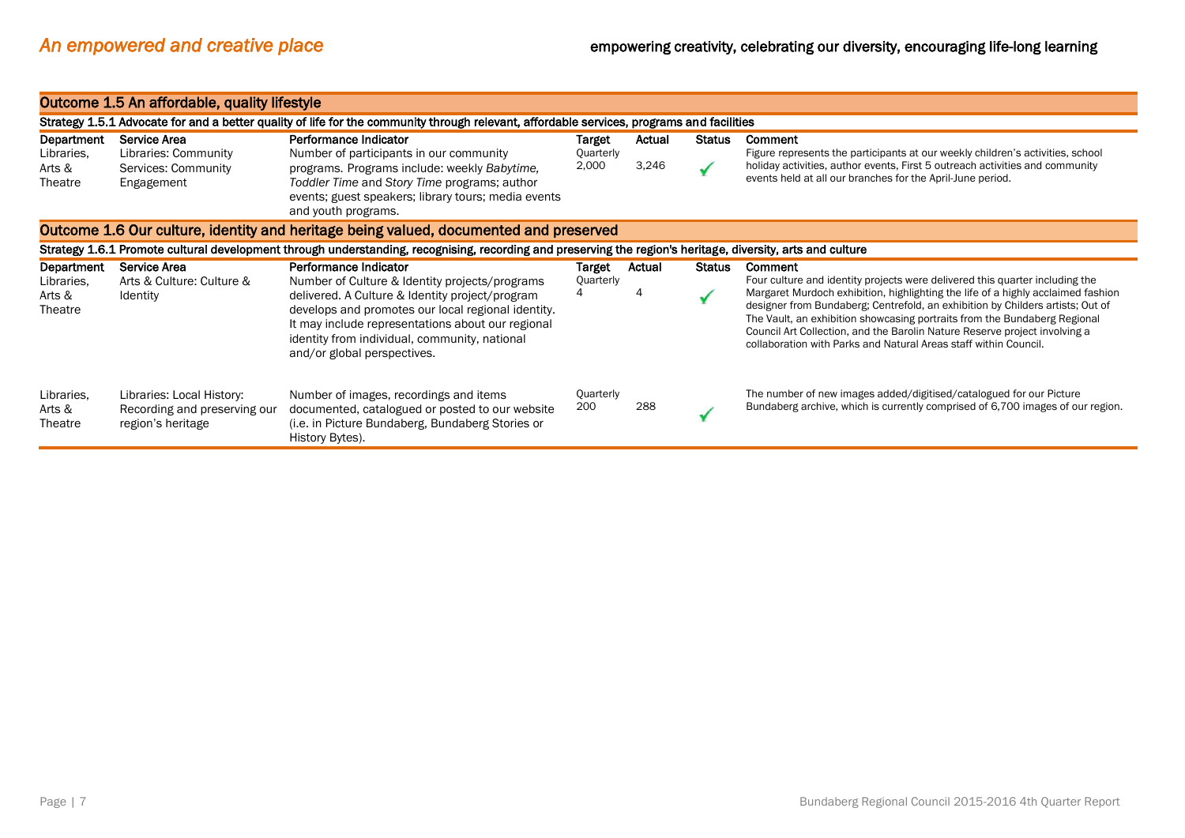## An empowered and creative place

**empowering creativity, celebrating our diversity, encouraging life-long learning**

### Outcome 1.5 An affordable, quality lifestyle

**Strategy 1.5.1 Advocate for and a better quality of life for the community through relevant, affordable services, programs and facilities**

| Department | Service Area | Performance Indicator | Target | Actual | Status | Comment |
|---|---|---|---|---|---|---|
| Libraries, Arts & Theatre | Libraries: Community Services: Community Engagement | Number of participants in our community programs. Programs include: weekly *Babytime, Toddler Time* and *Story Time* programs; author events; guest speakers; library tours; media events and youth programs. | Quarterly 2,000 | 3,246 | ✓ | Figure represents the participants at our weekly children's activities, school holiday activities, author events, First 5 outreach activities and community events held at all our branches for the April-June period. |

### Outcome 1.6 Our culture, identity and heritage being valued, documented and preserved

**Strategy 1.6.1 Promote cultural development through understanding, recognising, recording and preserving the region's heritage, diversity, arts and culture**

| Department | Service Area | Performance Indicator | Target | Actual | Status | Comment |
|---|---|---|---|---|---|---|
| Libraries, Arts & Theatre | Arts & Culture: Culture & Identity | Number of Culture & Identity projects/programs delivered. A Culture & Identity project/program develops and promotes our local regional identity. It may include representations about our regional identity from individual, community, national and/or global perspectives. | Quarterly 4 | 4 | ✓ | Four culture and identity projects were delivered this quarter including the Margaret Murdoch exhibition, highlighting the life of a highly acclaimed fashion designer from Bundaberg; Centrefold, an exhibition by Childers artists; Out of The Vault, an exhibition showcasing portraits from the Bundaberg Regional Council Art Collection, and the Barolin Nature Reserve project involving a collaboration with Parks and Natural Areas staff within Council. |
| Libraries, Arts & Theatre | Libraries: Local History: Recording and preserving our region's heritage | Number of images, recordings and items documented, catalogued or posted to our website (i.e. in Picture Bundaberg, Bundaberg Stories or History Bytes). | Quarterly 200 | 288 | ✓ | The number of new images added/digitised/catalogued for our Picture Bundaberg archive, which is currently comprised of 6,700 images of our region. |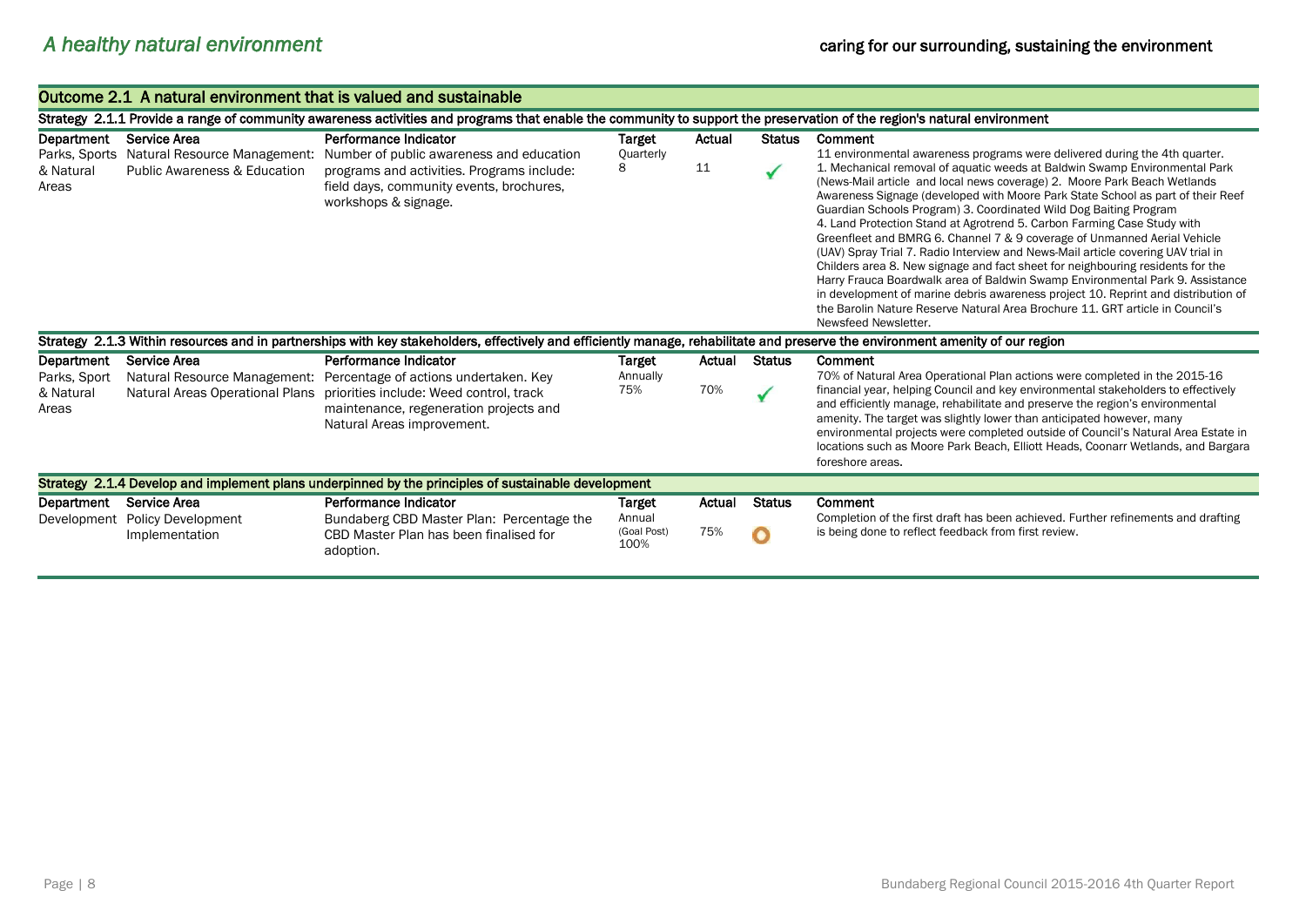# *A healthy natural environment*

**caring for our surrounding, sustaining the environment**

## Outcome 2.1 A natural environment that is valued and sustainable

### Strategy 2.1.1 Provide a range of community awareness activities and programs that enable the community to support the preservation of the region's natural environment

| Department | Service Area | Performance Indicator | Target | Actual | Status | Comment |
|---|---|---|---|---|---|---|
| Parks, Sports & Natural Areas | Natural Resource Management: Public Awareness & Education | Number of public awareness and education programs and activities. Programs include: field days, community events, brochures, workshops & signage. | Quarterly 8 | 11 | ✓ | 11 environmental awareness programs were delivered during the 4th quarter. 1. Mechanical removal of aquatic weeds at Baldwin Swamp Environmental Park (News-Mail article and local news coverage) 2. Moore Park Beach Wetlands Awareness Signage (developed with Moore Park State School as part of their Reef Guardian Schools Program) 3. Coordinated Wild Dog Baiting Program 4. Land Protection Stand at Agrotrend 5. Carbon Farming Case Study with Greenfleet and BMRG 6. Channel 7 & 9 coverage of Unmanned Aerial Vehicle (UAV) Spray Trial 7. Radio Interview and News-Mail article covering UAV trial in Childers area 8. New signage and fact sheet for neighbouring residents for the Harry Frauca Boardwalk area of Baldwin Swamp Environmental Park 9. Assistance in development of marine debris awareness project 10. Reprint and distribution of the Barolin Nature Reserve Natural Area Brochure 11. GRT article in Council's Newsfeed Newsletter. |

### Strategy 2.1.3 Within resources and in partnerships with key stakeholders, effectively and efficiently manage, rehabilitate and preserve the environment amenity of our region

| Department | Service Area | Performance Indicator | Target | Actual | Status | Comment |
|---|---|---|---|---|---|---|
| Parks, Sport & Natural Areas | Natural Resource Management: Natural Areas Operational Plans | Percentage of actions undertaken. Key priorities include: Weed control, track maintenance, regeneration projects and Natural Areas improvement. | Annually 75% | 70% | ✓ | 70% of Natural Area Operational Plan actions were completed in the 2015-16 financial year, helping Council and key environmental stakeholders to effectively and efficiently manage, rehabilitate and preserve the region's environmental amenity. The target was slightly lower than anticipated however, many environmental projects were completed outside of Council's Natural Area Estate in locations such as Moore Park Beach, Elliott Heads, Coonarr Wetlands, and Bargara foreshore areas. |

### Strategy 2.1.4 Develop and implement plans underpinned by the principles of sustainable development

| Department | Service Area | Performance Indicator | Target | Actual | Status | Comment |
|---|---|---|---|---|---|---|
| Development | Policy Development Implementation | Bundaberg CBD Master Plan: Percentage the CBD Master Plan has been finalised for adoption. | Annual (Goal Post) 100% | 75% | ○ | Completion of the first draft has been achieved. Further refinements and drafting is being done to reflect feedback from first review. |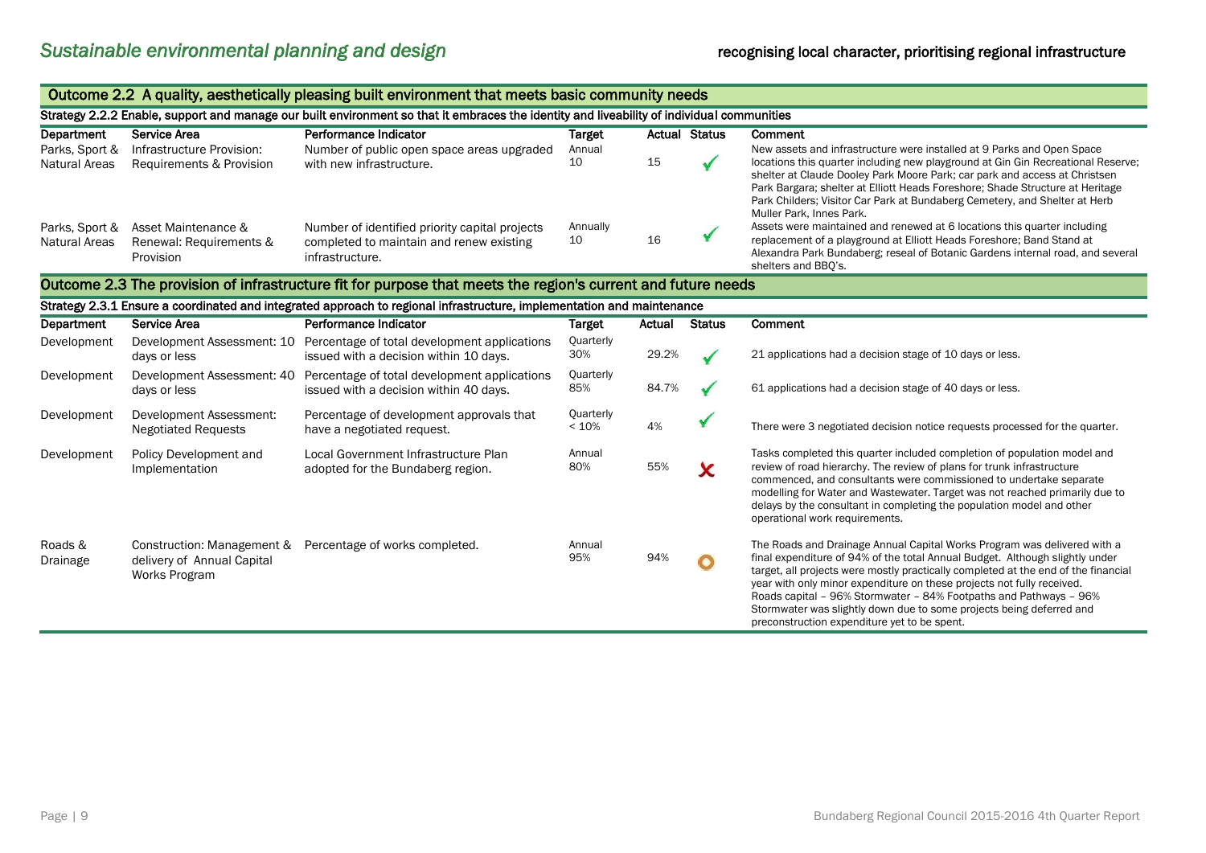## Sustainable environmental planning and design

**recognising local character, prioritising regional infrastructure**

### Outcome 2.2 A quality, aesthetically pleasing built environment that meets basic community needs

**Strategy 2.2.2 Enable, support and manage our built environment so that it embraces the identity and liveability of individual communities**

| Department | Service Area | Performance Indicator | Target | Actual | Status | Comment |
|---|---|---|---|---|---|---|
| Parks, Sport & Natural Areas | Infrastructure Provision: Requirements & Provision | Number of public open space areas upgraded with new infrastructure. | Annual 10 | 15 | ✓ | New assets and infrastructure were installed at 9 Parks and Open Space locations this quarter including new playground at Gin Gin Recreational Reserve; shelter at Claude Dooley Park Moore Park; car park and access at Christsen Park Bargara; shelter at Elliott Heads Foreshore; Shade Structure at Heritage Park Childers; Visitor Car Park at Bundaberg Cemetery, and Shelter at Herb Muller Park, Innes Park. |
| Parks, Sport & Natural Areas | Asset Maintenance & Renewal: Requirements & Provision | Number of identified priority capital projects completed to maintain and renew existing infrastructure. | Annually 10 | 16 | ✓ | Assets were maintained and renewed at 6 locations this quarter including replacement of a playground at Elliott Heads Foreshore; Band Stand at Alexandra Park Bundaberg; reseal of Botanic Gardens internal road, and several shelters and BBQ's. |

### Outcome 2.3 The provision of infrastructure fit for purpose that meets the region's current and future needs

**Strategy 2.3.1 Ensure a coordinated and integrated approach to regional infrastructure, implementation and maintenance**

| Department | Service Area | Performance Indicator | Target | Actual | Status | Comment |
|---|---|---|---|---|---|---|
| Development | Development Assessment: 10 days or less | Percentage of total development applications issued with a decision within 10 days. | Quarterly 30% | 29.2% | ✓ | 21 applications had a decision stage of 10 days or less. |
| Development | Development Assessment: 40 days or less | Percentage of total development applications issued with a decision within 40 days. | Quarterly 85% | 84.7% | ✓ | 61 applications had a decision stage of 40 days or less. |
| Development | Development Assessment: Negotiated Requests | Percentage of development approvals that have a negotiated request. | Quarterly < 10% | 4% | ✓ | There were 3 negotiated decision notice requests processed for the quarter. |
| Development | Policy Development and Implementation | Local Government Infrastructure Plan adopted for the Bundaberg region. | Annual 80% | 55% | ✗ | Tasks completed this quarter included completion of population model and review of road hierarchy. The review of plans for trunk infrastructure commenced, and consultants were commissioned to undertake separate modelling for Water and Wastewater. Target was not reached primarily due to delays by the consultant in completing the population model and other operational work requirements. |
| Roads & Drainage | Construction: Management & delivery of Annual Capital Works Program | Percentage of works completed. | Annual 95% | 94% | ○ | The Roads and Drainage Annual Capital Works Program was delivered with a final expenditure of 94% of the total Annual Budget. Although slightly under target, all projects were mostly practically completed at the end of the financial year with only minor expenditure on these projects not fully received. Roads capital – 96% Stormwater – 84% Footpaths and Pathways – 96% Stormwater was slightly down due to some projects being deferred and preconstruction expenditure yet to be spent. |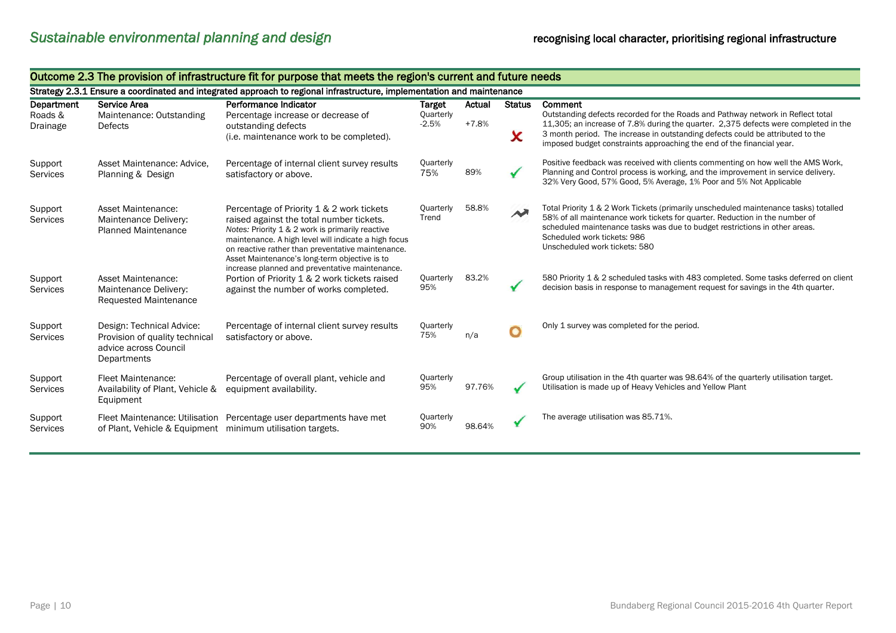# Sustainable environmental planning and design

**recognising local character, prioritising regional infrastructure**

## Outcome 2.3 The provision of infrastructure fit for purpose that meets the region's current and future needs

### Strategy 2.3.1 Ensure a coordinated and integrated approach to regional infrastructure, implementation and maintenance

| Department | Service Area | Performance Indicator | Target | Actual | Status | Comment |
|---|---|---|---|---|---|---|
| Roads & Drainage | Maintenance: Outstanding Defects | Percentage increase or decrease of outstanding defects (i.e. maintenance work to be completed). | Quarterly -2.5% | +7.8% | ✗ | Outstanding defects recorded for the Roads and Pathway network in Reflect total 11,305; an increase of 7.8% during the quarter. 2,375 defects were completed in the 3 month period. The increase in outstanding defects could be attributed to the imposed budget constraints approaching the end of the financial year. |
| Support Services | Asset Maintenance: Advice, Planning & Design | Percentage of internal client survey results satisfactory or above. | Quarterly 75% | 89% | ✓ | Positive feedback was received with clients commenting on how well the AMS Work, Planning and Control process is working, and the improvement in service delivery. 32% Very Good, 57% Good, 5% Average, 1% Poor and 5% Not Applicable |
| Support Services | Asset Maintenance: Maintenance Delivery: Planned Maintenance | Percentage of Priority 1 & 2 work tickets raised against the total number tickets. *Notes:* Priority 1 & 2 work is primarily reactive maintenance. A high level will indicate a high focus on reactive rather than preventative maintenance. Asset Maintenance's long-term objective is to increase planned and preventative maintenance. | Quarterly Trend | 58.8% | Trend | Total Priority 1 & 2 Work Tickets (primarily unscheduled maintenance tasks) totalled 58% of all maintenance work tickets for quarter. Reduction in the number of scheduled maintenance tasks was due to budget restrictions in other areas. Scheduled work tickets: 986 Unscheduled work tickets: 580 |
| Support Services | Asset Maintenance: Maintenance Delivery: Requested Maintenance | Portion of Priority 1 & 2 work tickets raised against the number of works completed. | Quarterly 95% | 83.2% | ✓ | 580 Priority 1 & 2 scheduled tasks with 483 completed. Some tasks deferred on client decision basis in response to management request for savings in the 4th quarter. |
| Support Services | Design: Technical Advice: Provision of quality technical advice across Council Departments | Percentage of internal client survey results satisfactory or above. | Quarterly 75% | n/a | ○ | Only 1 survey was completed for the period. |
| Support Services | Fleet Maintenance: Availability of Plant, Vehicle & Equipment | Percentage of overall plant, vehicle and equipment availability. | Quarterly 95% | 97.76% | ✓ | Group utilisation in the 4th quarter was 98.64% of the quarterly utilisation target. Utilisation is made up of Heavy Vehicles and Yellow Plant |
| Support Services | Fleet Maintenance: Utilisation of Plant, Vehicle & Equipment | Percentage user departments have met minimum utilisation targets. | Quarterly 90% | 98.64% | ✓ | The average utilisation was 85.71%. |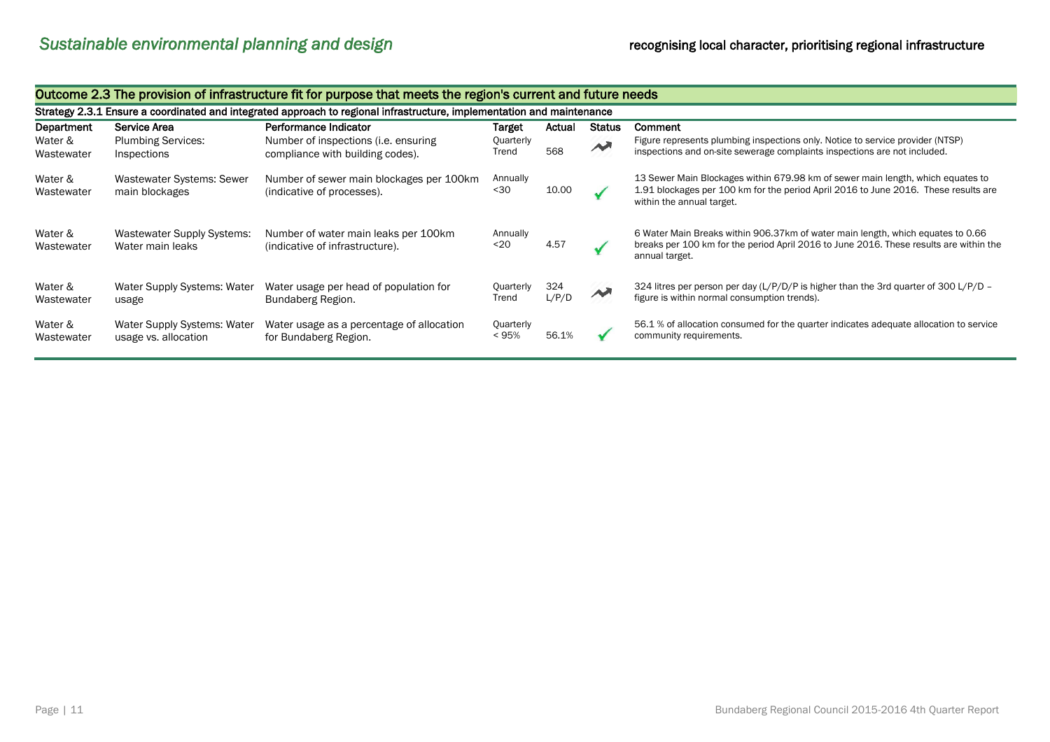## Outcome 2.3 The provision of infrastructure fit for purpose that meets the region's current and future needs

### Strategy 2.3.1 Ensure a coordinated and integrated approach to regional infrastructure, implementation and maintenance

| Department | Service Area | Performance Indicator | Target | Actual | Status | Comment |
|---|---|---|---|---|---|---|
| Water & Wastewater | Plumbing Services: Inspections | Number of inspections (i.e. ensuring compliance with building codes). | Quarterly Trend | 568 | ↗ | Figure represents plumbing inspections only. Notice to service provider (NTSP) inspections and on-site sewerage complaints inspections are not included. |
| Water & Wastewater | Wastewater Systems: Sewer main blockages | Number of sewer main blockages per 100km (indicative of processes). | Annually <30 | 10.00 | ✓ | 13 Sewer Main Blockages within 679.98 km of sewer main length, which equates to 1.91 blockages per 100 km for the period April 2016 to June 2016. These results are within the annual target. |
| Water & Wastewater | Wastewater Supply Systems: Water main leaks | Number of water main leaks per 100km (indicative of infrastructure). | Annually <20 | 4.57 | ✓ | 6 Water Main Breaks within 906.37km of water main length, which equates to 0.66 breaks per 100 km for the period April 2016 to June 2016. These results are within the annual target. |
| Water & Wastewater | Water Supply Systems: Water usage | Water usage per head of population for Bundaberg Region. | Quarterly Trend | 324 L/P/D | ↗ | 324 litres per person per day (L/P/D/P is higher than the 3rd quarter of 300 L/P/D – figure is within normal consumption trends). |
| Water & Wastewater | Water Supply Systems: Water usage vs. allocation | Water usage as a percentage of allocation for Bundaberg Region. | Quarterly < 95% | 56.1% | ✓ | 56.1 % of allocation consumed for the quarter indicates adequate allocation to service community requirements. |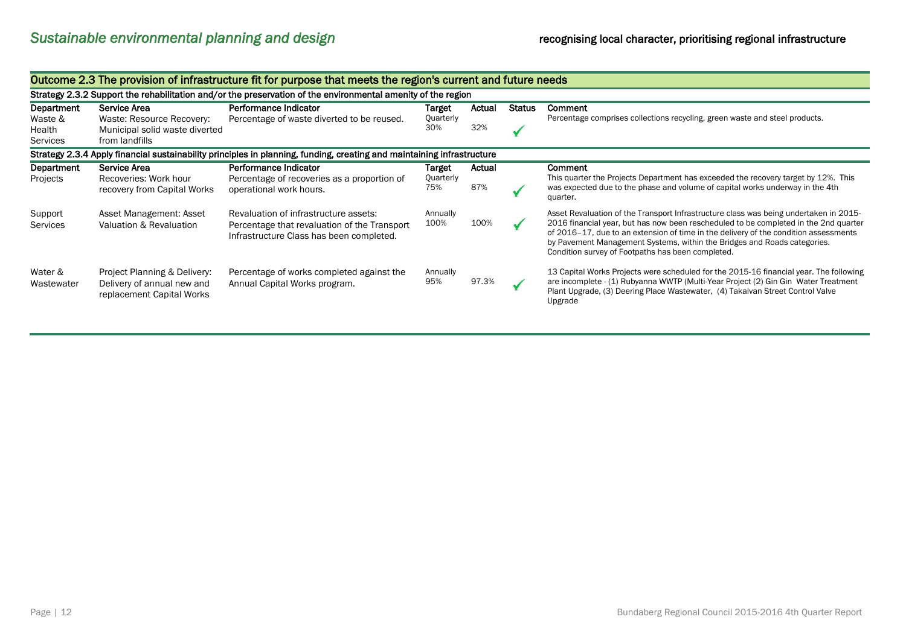## Sustainable environmental planning and design

**recognising local character, prioritising regional infrastructure**

### Outcome 2.3 The provision of infrastructure fit for purpose that meets the region's current and future needs

#### Strategy 2.3.2 Support the rehabilitation and/or the preservation of the environmental amenity of the region

| Department | Service Area | Performance Indicator | Target | Actual | Status | Comment |
|---|---|---|---|---|---|---|
| Waste & Health Services | Waste: Resource Recovery: Municipal solid waste diverted from landfills | Percentage of waste diverted to be reused. | Quarterly 30% | 32% | ✓ | Percentage comprises collections recycling, green waste and steel products. |

#### Strategy 2.3.4 Apply financial sustainability principles in planning, funding, creating and maintaining infrastructure

| Department | Service Area | Performance Indicator | Target | Actual | Status | Comment |
|---|---|---|---|---|---|---|
| Projects | Recoveries: Work hour recovery from Capital Works | Percentage of recoveries as a proportion of operational work hours. | Quarterly 75% | 87% | ✓ | This quarter the Projects Department has exceeded the recovery target by 12%. This was expected due to the phase and volume of capital works underway in the 4th quarter. |
| Support Services | Asset Management: Asset Valuation & Revaluation | Revaluation of infrastructure assets: Percentage that revaluation of the Transport Infrastructure Class has been completed. | Annually 100% | 100% | ✓ | Asset Revaluation of the Transport Infrastructure class was being undertaken in 2015-2016 financial year, but has now been rescheduled to be completed in the 2nd quarter of 2016–17, due to an extension of time in the delivery of the condition assessments by Pavement Management Systems, within the Bridges and Roads categories. Condition survey of Footpaths has been completed. |
| Water & Wastewater | Project Planning & Delivery: Delivery of annual new and replacement Capital Works | Percentage of works completed against the Annual Capital Works program. | Annually 95% | 97.3% | ✓ | 13 Capital Works Projects were scheduled for the 2015-16 financial year. The following are incomplete - (1) Rubyanna WWTP (Multi-Year Project (2) Gin Gin Water Treatment Plant Upgrade, (3) Deering Place Wastewater, (4) Takalvan Street Control Valve Upgrade |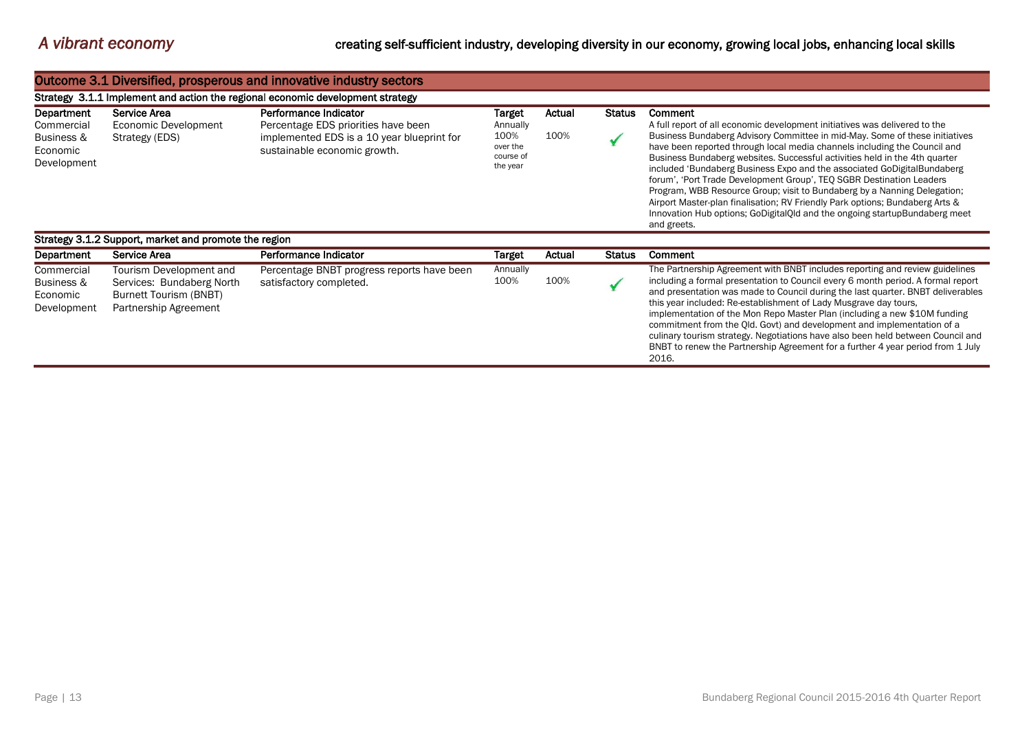## *A vibrant economy*

**creating self-sufficient industry, developing diversity in our economy, growing local jobs, enhancing local skills**

### Outcome 3.1 Diversified, prosperous and innovative industry sectors

**Strategy 3.1.1 Implement and action the regional economic development strategy**

| Department | Service Area | Performance Indicator | Target | Actual | Status | Comment |
|---|---|---|---|---|---|---|
| Commercial Business & Economic Development | Economic Development Strategy (EDS) | Percentage EDS priorities have been implemented EDS is a 10 year blueprint for sustainable economic growth. | Annually 100% over the course of the year | 100% | ✓ | A full report of all economic development initiatives was delivered to the Business Bundaberg Advisory Committee in mid-May. Some of these initiatives have been reported through local media channels including the Council and Business Bundaberg websites. Successful activities held in the 4th quarter included 'Bundaberg Business Expo and the associated GoDigitalBundaberg forum', 'Port Trade Development Group', TEQ SGBR Destination Leaders Program, WBB Resource Group; visit to Bundaberg by a Nanning Delegation; Airport Master-plan finalisation; RV Friendly Park options; Bundaberg Arts & Innovation Hub options; GoDigitalQld and the ongoing startupBundaberg meet and greets. |

**Strategy 3.1.2 Support, market and promote the region**

| Department | Service Area | Performance Indicator | Target | Actual | Status | Comment |
|---|---|---|---|---|---|---|
| Commercial Business & Economic Development | Tourism Development and Services: Bundaberg North Burnett Tourism (BNBT) Partnership Agreement | Percentage BNBT progress reports have been satisfactory completed. | Annually 100% | 100% | ✓ | The Partnership Agreement with BNBT includes reporting and review guidelines including a formal presentation to Council every 6 month period. A formal report and presentation was made to Council during the last quarter. BNBT deliverables this year included: Re-establishment of Lady Musgrave day tours, implementation of the Mon Repo Master Plan (including a new $10M funding commitment from the Qld. Govt) and development and implementation of a culinary tourism strategy. Negotiations have also been held between Council and BNBT to renew the Partnership Agreement for a further 4 year period from 1 July 2016. |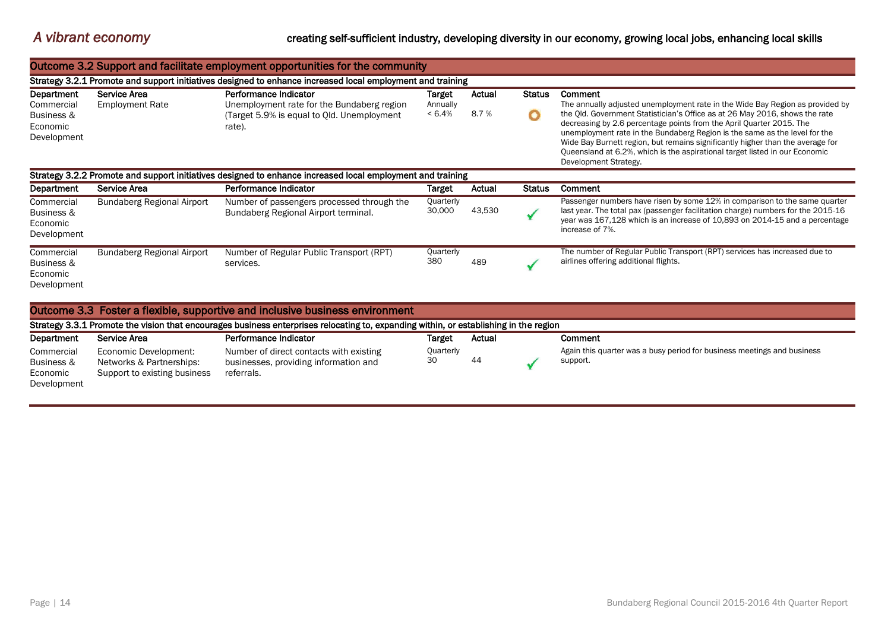## A vibrant economy

**creating self-sufficient industry, developing diversity in our economy, growing local jobs, enhancing local skills**

### Outcome 3.2 Support and facilitate employment opportunities for the community

**Strategy 3.2.1 Promote and support initiatives designed to enhance increased local employment and training**

| Department | Service Area | Performance Indicator | Target | Actual | Status | Comment |
|---|---|---|---|---|---|---|
| Commercial Business & Economic Development | Employment Rate | Unemployment rate for the Bundaberg region (Target 5.9% is equal to Qld. Unemployment rate). | Annually < 6.4% | 8.7 % | ○ | The annually adjusted unemployment rate in the Wide Bay Region as provided by the Qld. Government Statistician's Office as at 26 May 2016, shows the rate decreasing by 2.6 percentage points from the April Quarter 2015. The unemployment rate in the Bundaberg Region is the same as the level for the Wide Bay Burnett region, but remains significantly higher than the average for Queensland at 6.2%, which is the aspirational target listed in our Economic Development Strategy. |

**Strategy 3.2.2 Promote and support initiatives designed to enhance increased local employment and training**

| Department | Service Area | Performance Indicator | Target | Actual | Status | Comment |
|---|---|---|---|---|---|---|
| Commercial Business & Economic Development | Bundaberg Regional Airport | Number of passengers processed through the Bundaberg Regional Airport terminal. | Quarterly 30,000 | 43,530 | ✓ | Passenger numbers have risen by some 12% in comparison to the same quarter last year. The total pax (passenger facilitation charge) numbers for the 2015-16 year was 167,128 which is an increase of 10,893 on 2014-15 and a percentage increase of 7%. |
| Commercial Business & Economic Development | Bundaberg Regional Airport | Number of Regular Public Transport (RPT) services. | Quarterly 380 | 489 | ✓ | The number of Regular Public Transport (RPT) services has increased due to airlines offering additional flights. |

### Outcome 3.3 Foster a flexible, supportive and inclusive business environment

**Strategy 3.3.1 Promote the vision that encourages business enterprises relocating to, expanding within, or establishing in the region**

| Department | Service Area | Performance Indicator | Target | Actual | | Comment |
|---|---|---|---|---|---|---|
| Commercial Business & Economic Development | Economic Development: Networks & Partnerships: Support to existing business | Number of direct contacts with existing businesses, providing information and referrals. | Quarterly 30 | 44 | ✓ | Again this quarter was a busy period for business meetings and business support. |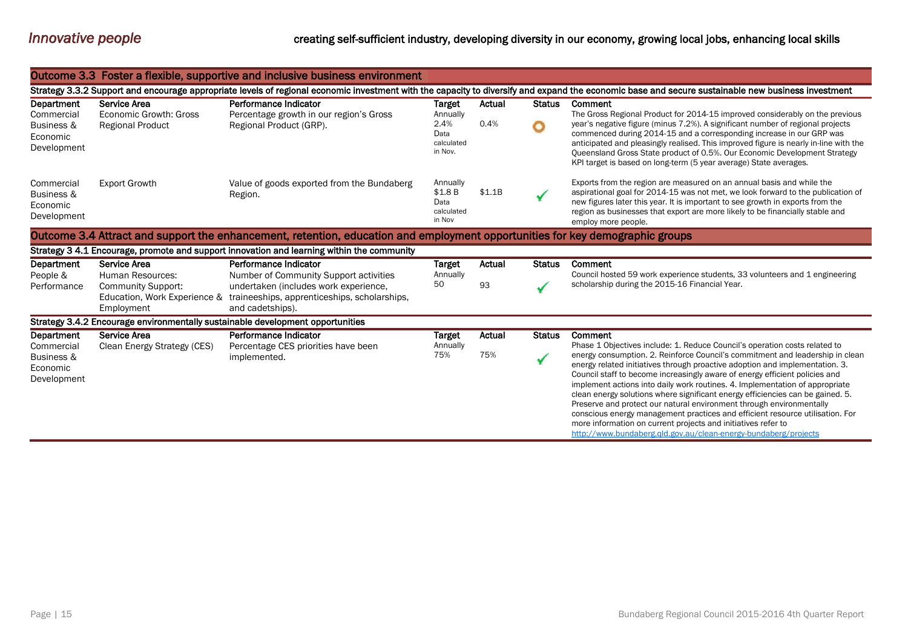# *Innovative people*

**creating self-sufficient industry, developing diversity in our economy, growing local jobs, enhancing local skills**

## Outcome 3.3 Foster a flexible, supportive and inclusive business environment

### Strategy 3.3.2 Support and encourage appropriate levels of regional economic investment with the capacity to diversify and expand the economic base and secure sustainable new business investment

| Department | Service Area | Performance Indicator | Target | Actual | Status | Comment |
|---|---|---|---|---|---|---|
| Commercial Business & Economic Development | Economic Growth: Gross Regional Product | Percentage growth in our region's Gross Regional Product (GRP). | Annually 2.4% Data calculated in Nov. | 0.4% | ○ | The Gross Regional Product for 2014-15 improved considerably on the previous year's negative figure (minus 7.2%). A significant number of regional projects commenced during 2014-15 and a corresponding increase in our GRP was anticipated and pleasingly realised. This improved figure is nearly in-line with the Queensland Gross State product of 0.5%. Our Economic Development Strategy KPI target is based on long-term (5 year average) State averages. |
| Commercial Business & Economic Development | Export Growth | Value of goods exported from the Bundaberg Region. | Annually $1.8 B Data calculated in Nov | $1.1B | ✓ | Exports from the region are measured on an annual basis and while the aspirational goal for 2014-15 was not met, we look forward to the publication of new figures later this year. It is important to see growth in exports from the region as businesses that export are more likely to be financially stable and employ more people. |

## Outcome 3.4 Attract and support the enhancement, retention, education and employment opportunities for key demographic groups

### Strategy 3 4.1 Encourage, promote and support innovation and learning within the community

| Department | Service Area | Performance Indicator | Target | Actual | Status | Comment |
|---|---|---|---|---|---|---|
| People & Performance | Human Resources: Community Support: Education, Work Experience & Employment | Number of Community Support activities undertaken (includes work experience, traineeships, apprenticeships, scholarships, and cadetships). | Annually 50 | 93 | ✓ | Council hosted 59 work experience students, 33 volunteers and 1 engineering scholarship during the 2015-16 Financial Year. |

### Strategy 3.4.2 Encourage environmentally sustainable development opportunities

| Department | Service Area | Performance Indicator | Target | Actual | Status | Comment |
|---|---|---|---|---|---|---|
| Commercial Business & Economic Development | Clean Energy Strategy (CES) | Percentage CES priorities have been implemented. | Annually 75% | 75% | ✓ | Phase 1 Objectives include: 1. Reduce Council's operation costs related to energy consumption. 2. Reinforce Council's commitment and leadership in clean energy related initiatives through proactive adoption and implementation. 3. Council staff to become increasingly aware of energy efficient policies and implement actions into daily work routines. 4. Implementation of appropriate clean energy solutions where significant energy efficiencies can be gained. 5. Preserve and protect our natural environment through environmentally conscious energy management practices and efficient resource utilisation. For more information on current projects and initiatives refer to http://www.bundaberg.qld.gov.au/clean-energy-bundaberg/projects |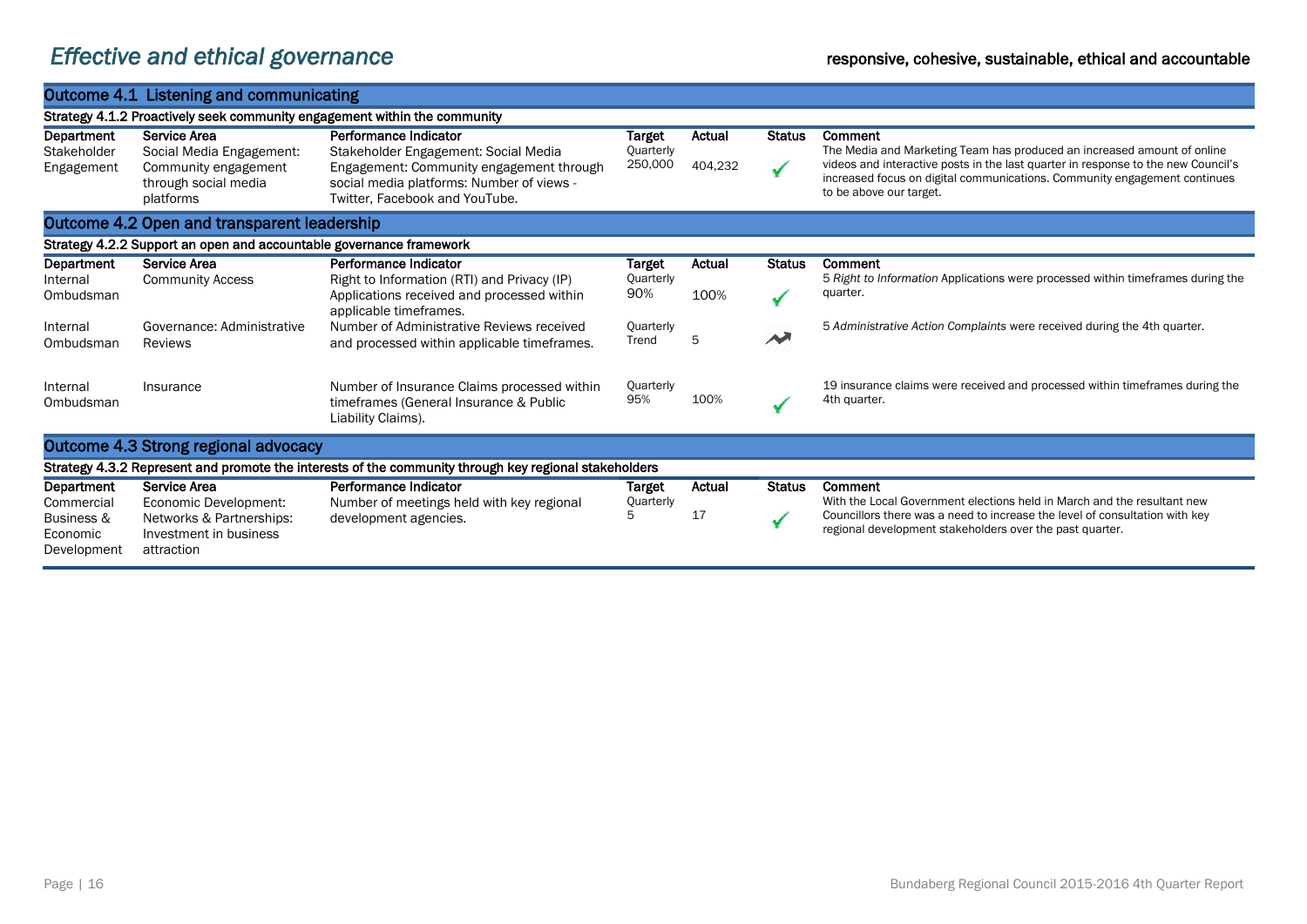# Effective and ethical governance

**responsive, cohesive, sustainable, ethical and accountable**

## Outcome 4.1 Listening and communicating

### Strategy 4.1.2 Proactively seek community engagement within the community

| Department | Service Area | Performance Indicator | Target | Actual | Status | Comment |
|---|---|---|---|---|---|---|
| Stakeholder Engagement | Social Media Engagement: Community engagement through social media platforms | Stakeholder Engagement: Social Media Engagement: Community engagement through social media platforms: Number of views - Twitter, Facebook and YouTube. | Quarterly 250,000 | 404,232 | ✓ | The Media and Marketing Team has produced an increased amount of online videos and interactive posts in the last quarter in response to the new Council's increased focus on digital communications. Community engagement continues to be above our target. |

## Outcome 4.2 Open and transparent leadership

### Strategy 4.2.2 Support an open and accountable governance framework

| Department | Service Area | Performance Indicator | Target | Actual | Status | Comment |
|---|---|---|---|---|---|---|
| Internal Ombudsman | Community Access | Right to Information (RTI) and Privacy (IP) Applications received and processed within applicable timeframes. | Quarterly 90% | 100% | ✓ | 5 *Right to Information* Applications were processed within timeframes during the quarter. |
| Internal Ombudsman | Governance: Administrative Reviews | Number of Administrative Reviews received and processed within applicable timeframes. | Quarterly Trend | 5 | Trend | 5 *Administrative Action Complaints* were received during the 4th quarter. |
| Internal Ombudsman | Insurance | Number of Insurance Claims processed within timeframes (General Insurance & Public Liability Claims). | Quarterly 95% | 100% | ✓ | 19 insurance claims were received and processed within timeframes during the 4th quarter. |

## Outcome 4.3 Strong regional advocacy

### Strategy 4.3.2 Represent and promote the interests of the community through key regional stakeholders

| Department | Service Area | Performance Indicator | Target | Actual | Status | Comment |
|---|---|---|---|---|---|---|
| Commercial Business & Economic Development | Economic Development: Networks & Partnerships: Investment in business attraction | Number of meetings held with key regional development agencies. | Quarterly 5 | 17 | ✓ | With the Local Government elections held in March and the resultant new Councillors there was a need to increase the level of consultation with key regional development stakeholders over the past quarter. |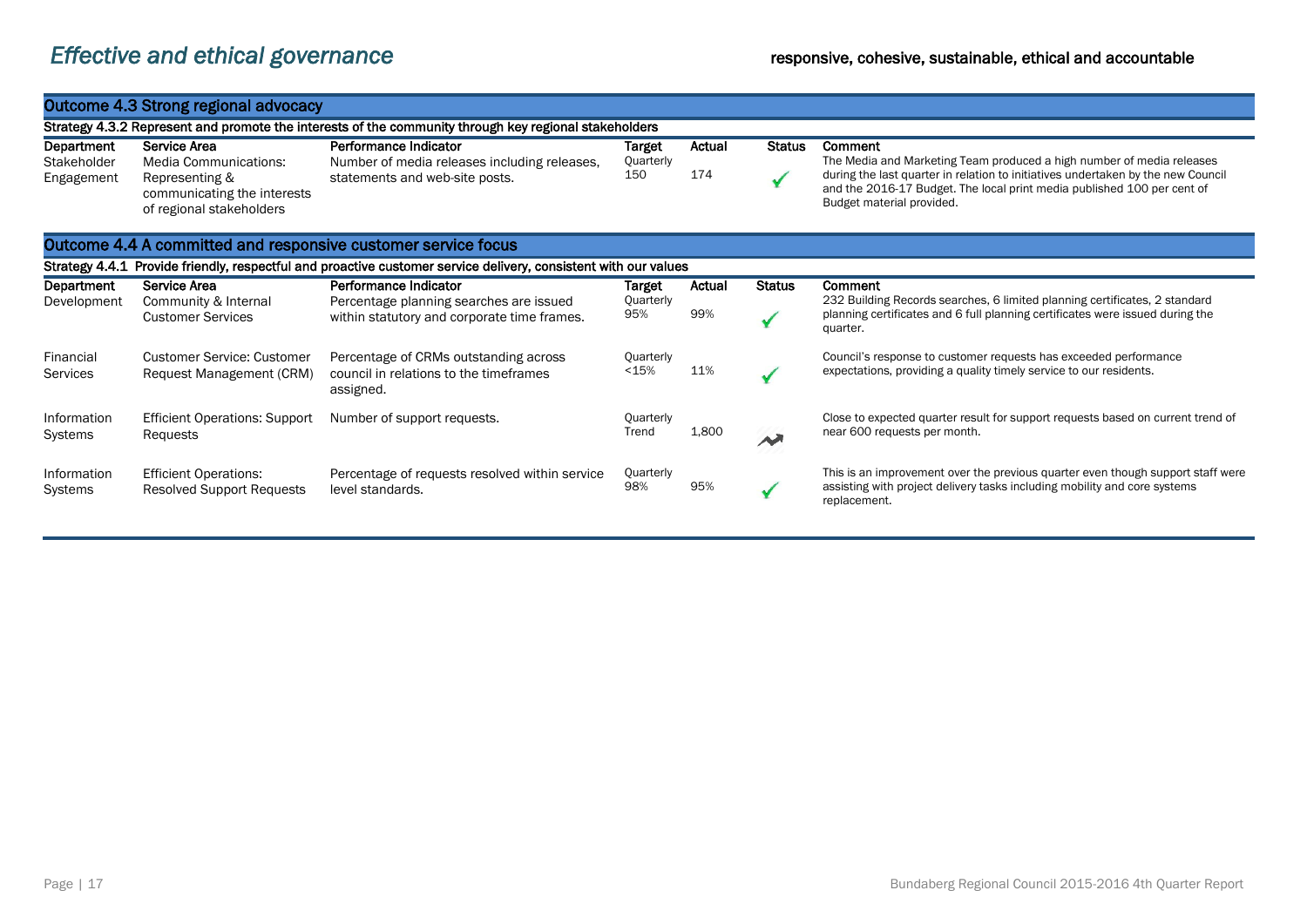# *Effective and ethical governance*

**responsive, cohesive, sustainable, ethical and accountable**

## Outcome 4.3 Strong regional advocacy

**Strategy 4.3.2 Represent and promote the interests of the community through key regional stakeholders**

| Department | Service Area | Performance Indicator | Target | Actual | Status | Comment |
|---|---|---|---|---|---|---|
| Stakeholder Engagement | Media Communications: Representing & communicating the interests of regional stakeholders | Number of media releases including releases, statements and web-site posts. | Quarterly 150 | 174 | ✓ | The Media and Marketing Team produced a high number of media releases during the last quarter in relation to initiatives undertaken by the new Council and the 2016-17 Budget. The local print media published 100 per cent of Budget material provided. |

## Outcome 4.4 A committed and responsive customer service focus

**Strategy 4.4.1 Provide friendly, respectful and proactive customer service delivery, consistent with our values**

| Department | Service Area | Performance Indicator | Target | Actual | Status | Comment |
|---|---|---|---|---|---|---|
| Development | Community & Internal Customer Services | Percentage planning searches are issued within statutory and corporate time frames. | Quarterly 95% | 99% | ✓ | 232 Building Records searches, 6 limited planning certificates, 2 standard planning certificates and 6 full planning certificates were issued during the quarter. |
| Financial Services | Customer Service: Customer Request Management (CRM) | Percentage of CRMs outstanding across council in relations to the timeframes assigned. | Quarterly <15% | 11% | ✓ | Council's response to customer requests has exceeded performance expectations, providing a quality timely service to our residents. |
| Information Systems | Efficient Operations: Support Requests | Number of support requests. | Quarterly Trend | 1,800 | Trend | Close to expected quarter result for support requests based on current trend of near 600 requests per month. |
| Information Systems | Efficient Operations: Resolved Support Requests | Percentage of requests resolved within service level standards. | Quarterly 98% | 95% | ✓ | This is an improvement over the previous quarter even though support staff were assisting with project delivery tasks including mobility and core systems replacement. |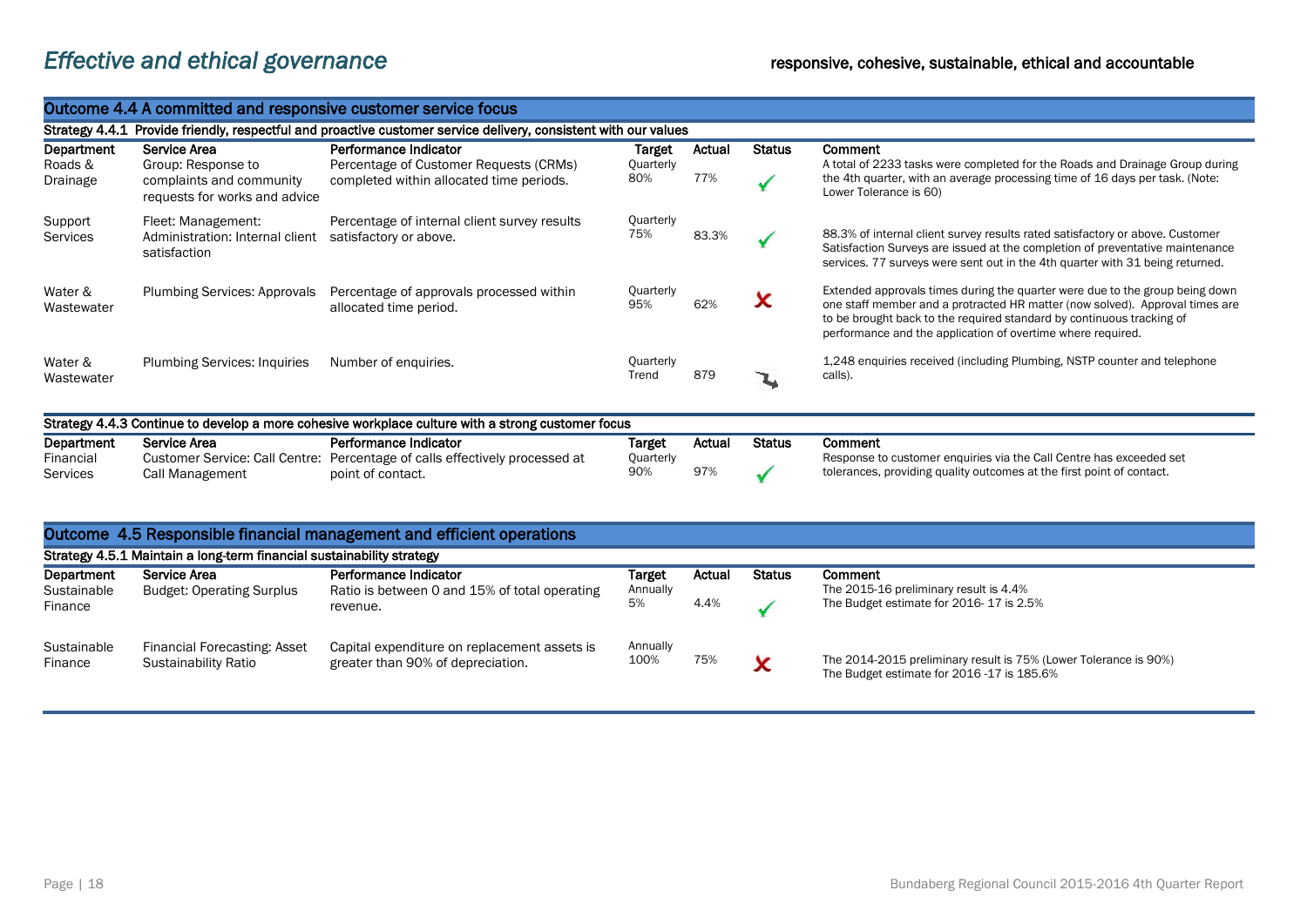# *Effective and ethical governance*

**responsive, cohesive, sustainable, ethical and accountable**

## Outcome 4.4 A committed and responsive customer service focus

### Strategy 4.4.1 Provide friendly, respectful and proactive customer service delivery, consistent with our values

| Department | Service Area | Performance Indicator | Target | Actual | Status | Comment |
|---|---|---|---|---|---|---|
| Roads & Drainage | Group: Response to complaints and community requests for works and advice | Percentage of Customer Requests (CRMs) completed within allocated time periods. | Quarterly 80% | 77% | ✓ | A total of 2233 tasks were completed for the Roads and Drainage Group during the 4th quarter, with an average processing time of 16 days per task. (Note: Lower Tolerance is 60) |
| Support Services | Fleet: Management: Administration: Internal client satisfaction | Percentage of internal client survey results satisfactory or above. | Quarterly 75% | 83.3% | ✓ | 88.3% of internal client survey results rated satisfactory or above. Customer Satisfaction Surveys are issued at the completion of preventative maintenance services. 77 surveys were sent out in the 4th quarter with 31 being returned. |
| Water & Wastewater | Plumbing Services: Approvals | Percentage of approvals processed within allocated time period. | Quarterly 95% | 62% | ✗ | Extended approvals times during the quarter were due to the group being down one staff member and a protracted HR matter (now solved). Approval times are to be brought back to the required standard by continuous tracking of performance and the application of overtime where required. |
| Water & Wastewater | Plumbing Services: Inquiries | Number of enquiries. | Quarterly Trend | 879 | ↘ | 1,248 enquiries received (including Plumbing, NSTP counter and telephone calls). |

### Strategy 4.4.3 Continue to develop a more cohesive workplace culture with a strong customer focus

| Department | Service Area | Performance Indicator | Target | Actual | Status | Comment |
|---|---|---|---|---|---|---|
| Financial Services | Customer Service: Call Centre: Call Management | Percentage of calls effectively processed at point of contact. | Quarterly 90% | 97% | ✓ | Response to customer enquiries via the Call Centre has exceeded set tolerances, providing quality outcomes at the first point of contact. |

## Outcome 4.5 Responsible financial management and efficient operations

### Strategy 4.5.1 Maintain a long-term financial sustainability strategy

| Department | Service Area | Performance Indicator | Target | Actual | Status | Comment |
|---|---|---|---|---|---|---|
| Sustainable Finance | Budget: Operating Surplus | Ratio is between 0 and 15% of total operating revenue. | Annually 5% | 4.4% | ✓ | The 2015-16 preliminary result is 4.4%<br>The Budget estimate for 2016- 17 is 2.5% |
| Sustainable Finance | Financial Forecasting: Asset Sustainability Ratio | Capital expenditure on replacement assets is greater than 90% of depreciation. | Annually 100% | 75% | ✗ | The 2014-2015 preliminary result is 75% (Lower Tolerance is 90%)<br>The Budget estimate for 2016 -17 is 185.6% |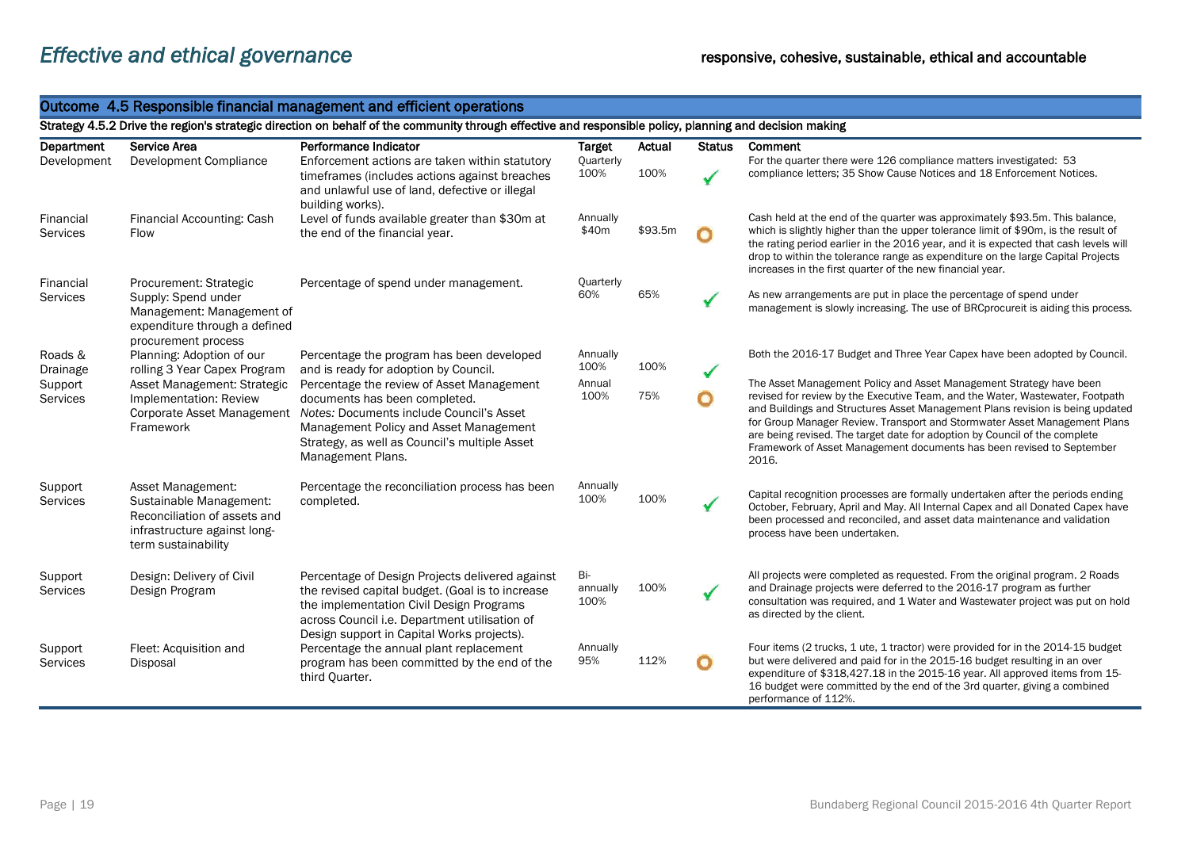# *Effective and ethical governance*

**responsive, cohesive, sustainable, ethical and accountable**

## Outcome 4.5 Responsible financial management and efficient operations

**Strategy 4.5.2 Drive the region's strategic direction on behalf of the community through effective and responsible policy, planning and decision making**

| Department | Service Area | Performance Indicator | Target | Actual | Status | Comment |
|---|---|---|---|---|---|---|
| Development | Development Compliance | Enforcement actions are taken within statutory timeframes (includes actions against breaches and unlawful use of land, defective or illegal building works). | Quarterly 100% | 100% | ✓ | For the quarter there were 126 compliance matters investigated: 53 compliance letters; 35 Show Cause Notices and 18 Enforcement Notices. |
| Financial Services | Financial Accounting: Cash Flow | Level of funds available greater than $30m at the end of the financial year. | Annually $40m | $93.5m | O | Cash held at the end of the quarter was approximately $93.5m. This balance, which is slightly higher than the upper tolerance limit of $90m, is the result of the rating period earlier in the 2016 year, and it is expected that cash levels will drop to within the tolerance range as expenditure on the large Capital Projects increases in the first quarter of the new financial year. |
| Financial Services | Procurement: Strategic Supply: Spend under Management: Management of expenditure through a defined procurement process | Percentage of spend under management. | Quarterly 60% | 65% | ✓ | As new arrangements are put in place the percentage of spend under management is slowly increasing. The use of BRCprocureit is aiding this process. |
| Roads & Drainage | Planning: Adoption of our rolling 3 Year Capex Program | Percentage the program has been developed and is ready for adoption by Council. | Annually 100% | 100% | ✓ | Both the 2016-17 Budget and Three Year Capex have been adopted by Council. |
| Support Services | Asset Management: Strategic Implementation: Review Corporate Asset Management Framework | Percentage the review of Asset Management documents has been completed. *Notes:* Documents include Council's Asset Management Policy and Asset Management Strategy, as well as Council's multiple Asset Management Plans. | Annual 100% | 75% | O | The Asset Management Policy and Asset Management Strategy have been revised for review by the Executive Team, and the Water, Wastewater, Footpath and Buildings and Structures Asset Management Plans revision is being updated for Group Manager Review. Transport and Stormwater Asset Management Plans are being revised. The target date for adoption by Council of the complete Framework of Asset Management documents has been revised to September 2016. |
| Support Services | Asset Management: Sustainable Management: Reconciliation of assets and infrastructure against long-term sustainability | Percentage the reconciliation process has been completed. | Annually 100% | 100% | ✓ | Capital recognition processes are formally undertaken after the periods ending October, February, April and May. All Internal Capex and all Donated Capex have been processed and reconciled, and asset data maintenance and validation process have been undertaken. |
| Support Services | Design: Delivery of Civil Design Program | Percentage of Design Projects delivered against the revised capital budget. (Goal is to increase the implementation Civil Design Programs across Council i.e. Department utilisation of Design support in Capital Works projects). | Bi-annually 100% | 100% | ✓ | All projects were completed as requested. From the original program. 2 Roads and Drainage projects were deferred to the 2016-17 program as further consultation was required, and 1 Water and Wastewater project was put on hold as directed by the client. |
| Support Services | Fleet: Acquisition and Disposal | Percentage the annual plant replacement program has been committed by the end of the third Quarter. | Annually 95% | 112% | O | Four items (2 trucks, 1 ute, 1 tractor) were provided for in the 2014-15 budget but were delivered and paid for in the 2015-16 budget resulting in an over expenditure of $318,427.18 in the 2015-16 year. All approved items from 15-16 budget were committed by the end of the 3rd quarter, giving a combined performance of 112%. |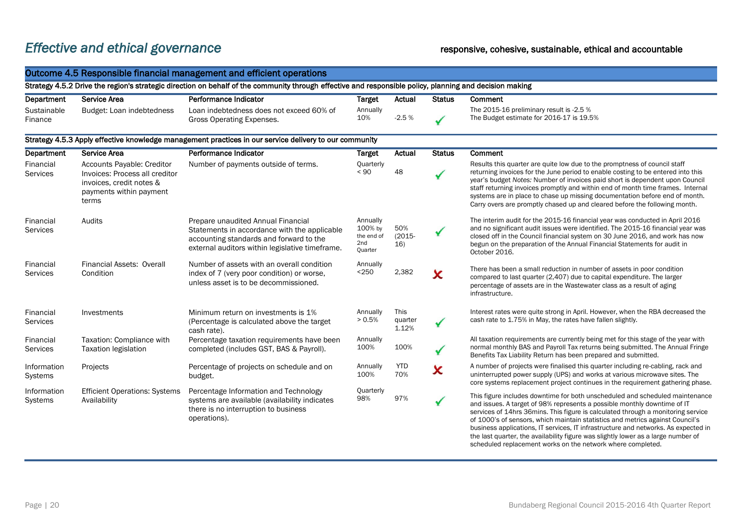# *Effective and ethical governance*

**responsive, cohesive, sustainable, ethical and accountable**

## Outcome 4.5 Responsible financial management and efficient operations

### Strategy 4.5.2 Drive the region's strategic direction on behalf of the community through effective and responsible policy, planning and decision making

| Department | Service Area | Performance Indicator | Target | Actual | Status | Comment |
|---|---|---|---|---|---|---|
| Sustainable Finance | Budget: Loan indebtedness | Loan indebtedness does not exceed 60% of Gross Operating Expenses. | Annually 10% | -2.5 % | ✓ | The 2015-16 preliminary result is -2.5 % The Budget estimate for 2016-17 is 19.5% |

### Strategy 4.5.3 Apply effective knowledge management practices in our service delivery to our community

| Department | Service Area | Performance Indicator | Target | Actual | Status | Comment |
|---|---|---|---|---|---|---|
| Financial Services | Accounts Payable: Creditor Invoices: Process all creditor invoices, credit notes & payments within payment terms | Number of payments outside of terms. | Quarterly < 90 | 48 | ✓ | Results this quarter are quite low due to the promptness of council staff returning invoices for the June period to enable costing to be entered into this year's budget *Notes:* Number of invoices paid short is dependent upon Council staff returning invoices promptly and within end of month time frames. Internal systems are in place to chase up missing documentation before end of month. Carry overs are promptly chased up and cleared before the following month. |
| Financial Services | Audits | Prepare unaudited Annual Financial Statements in accordance with the applicable accounting standards and forward to the external auditors within legislative timeframe. | Annually 100% by the end of 2nd Quarter | 50% (2015-16) | ✓ | The interim audit for the 2015-16 financial year was conducted in April 2016 and no significant audit issues were identified. The 2015-16 financial year was closed off in the Council financial system on 30 June 2016, and work has now begun on the preparation of the Annual Financial Statements for audit in October 2016. |
| Financial Services | Financial Assets: Overall Condition | Number of assets with an overall condition index of 7 (very poor condition) or worse, unless asset is to be decommissioned. | Annually <250 | 2,382 | ✗ | There has been a small reduction in number of assets in poor condition compared to last quarter (2,407) due to capital expenditure. The larger percentage of assets are in the Wastewater class as a result of aging infrastructure. |
| Financial Services | Investments | Minimum return on investments is 1% (Percentage is calculated above the target cash rate). | Annually > 0.5% | This quarter 1.12% | ✓ | Interest rates were quite strong in April. However, when the RBA decreased the cash rate to 1.75% in May, the rates have fallen slightly. |
| Financial Services | Taxation: Compliance with Taxation legislation | Percentage taxation requirements have been completed (includes GST, BAS & Payroll). | Annually 100% | 100% | ✓ | All taxation requirements are currently being met for this stage of the year with normal monthly BAS and Payroll Tax returns being submitted. The Annual Fringe Benefits Tax Liability Return has been prepared and submitted. |
| Information Systems | Projects | Percentage of projects on schedule and on budget. | Annually 100% | YTD 70% | ✗ | A number of projects were finalised this quarter including re-cabling, rack and uninterrupted power supply (UPS) and works at various microwave sites. The core systems replacement project continues in the requirement gathering phase. |
| Information Systems | Efficient Operations: Systems Availability | Percentage Information and Technology systems are available (availability indicates there is no interruption to business operations). | Quarterly 98% | 97% | ✓ | This figure includes downtime for both unscheduled and scheduled maintenance and issues. A target of 98% represents a possible monthly downtime of IT services of 14hrs 36mins. This figure is calculated through a monitoring service of 1000's of sensors, which maintain statistics and metrics against Council's business applications, IT services, IT infrastructure and networks. As expected in the last quarter, the availability figure was slightly lower as a large number of scheduled replacement works on the network where completed. |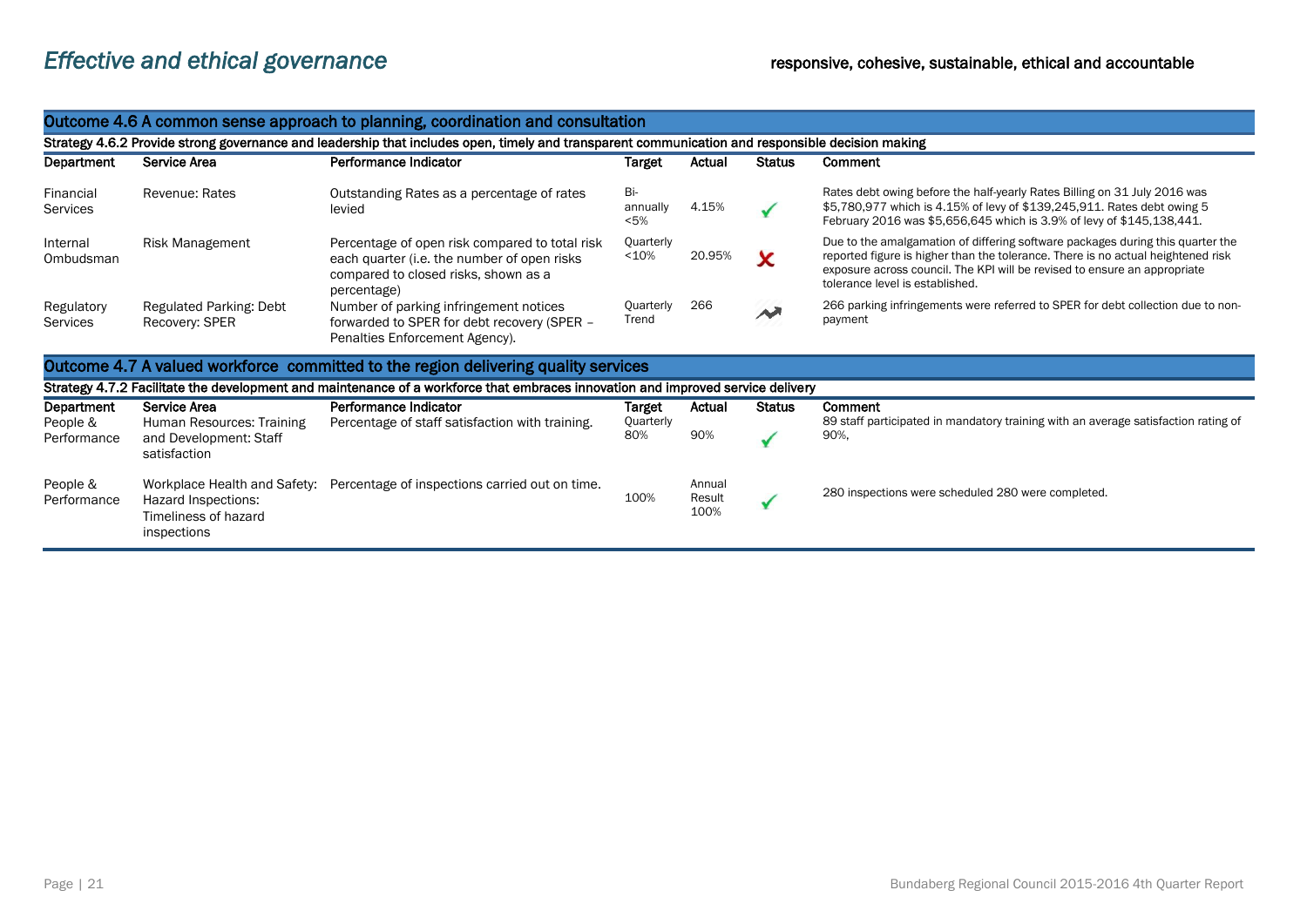# *Effective and ethical governance*

**responsive, cohesive, sustainable, ethical and accountable**

## Outcome 4.6 A common sense approach to planning, coordination and consultation

**Strategy 4.6.2 Provide strong governance and leadership that includes open, timely and transparent communication and responsible decision making**

| Department | Service Area | Performance Indicator | Target | Actual | Status | Comment |
|---|---|---|---|---|---|---|
| Financial Services | Revenue: Rates | Outstanding Rates as a percentage of rates levied | Bi-annually <5% | 4.15% | ✓ | Rates debt owing before the half-yearly Rates Billing on 31 July 2016 was $5,780,977 which is 4.15% of levy of $139,245,911. Rates debt owing 5 February 2016 was $5,656,645 which is 3.9% of levy of $145,138,441. |
| Internal Ombudsman | Risk Management | Percentage of open risk compared to total risk each quarter (i.e. the number of open risks compared to closed risks, shown as a percentage) | Quarterly <10% | 20.95% | ✗ | Due to the amalgamation of differing software packages during this quarter the reported figure is higher than the tolerance. There is no actual heightened risk exposure across council. The KPI will be revised to ensure an appropriate tolerance level is established. |
| Regulatory Services | Regulated Parking: Debt Recovery: SPER | Number of parking infringement notices forwarded to SPER for debt recovery (SPER – Penalties Enforcement Agency). | Quarterly Trend | 266 | Trend | 266 parking infringements were referred to SPER for debt collection due to non-payment |

## Outcome 4.7 A valued workforce committed to the region delivering quality services

**Strategy 4.7.2 Facilitate the development and maintenance of a workforce that embraces innovation and improved service delivery**

| Department | Service Area | Performance Indicator | Target | Actual | Status | Comment |
|---|---|---|---|---|---|---|
| People & Performance | Human Resources: Training and Development: Staff satisfaction | Percentage of staff satisfaction with training. | Quarterly 80% | 90% | ✓ | 89 staff participated in mandatory training with an average satisfaction rating of 90%, |
| People & Performance | Workplace Health and Safety: Hazard Inspections: Timeliness of hazard inspections | Percentage of inspections carried out on time. | 100% | Annual Result 100% | ✓ | 280 inspections were scheduled 280 were completed. |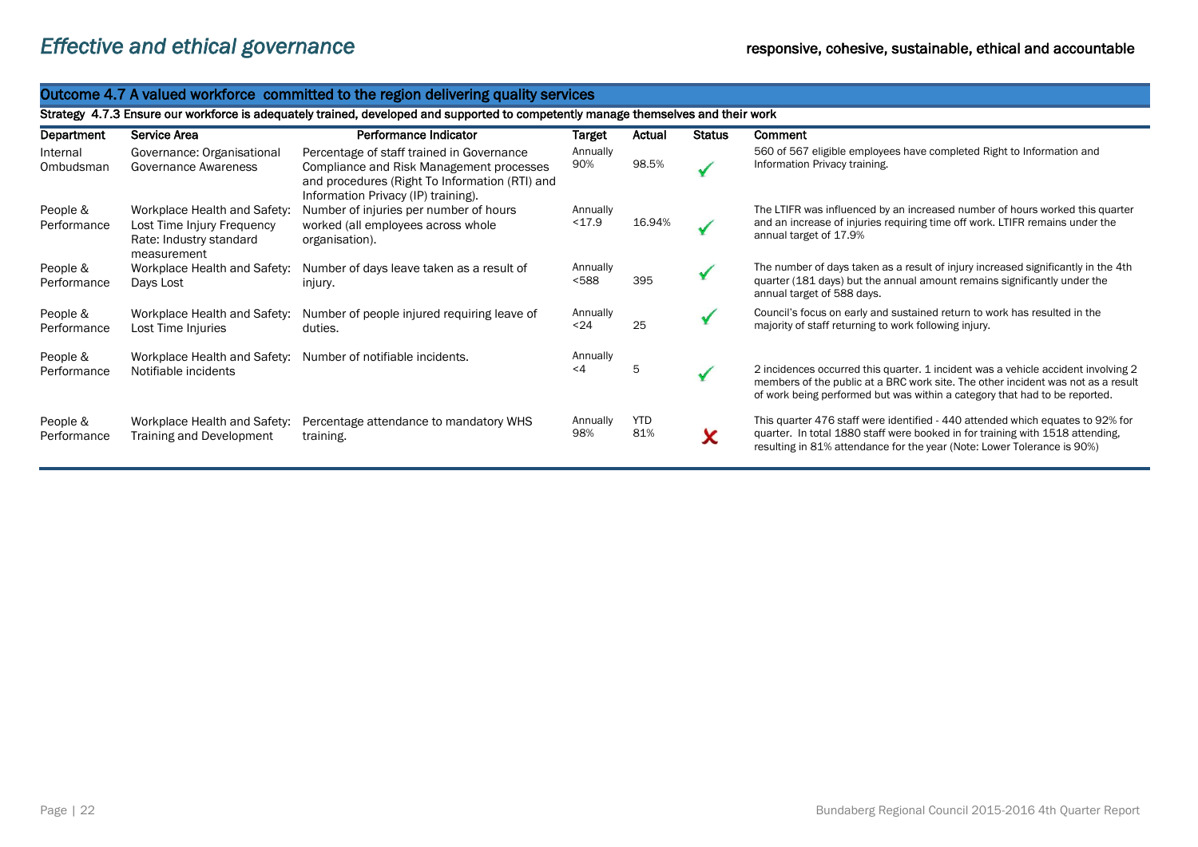# *Effective and ethical governance*

**responsive, cohesive, sustainable, ethical and accountable**

## Outcome 4.7 A valued workforce committed to the region delivering quality services

**Strategy 4.7.3 Ensure our workforce is adequately trained, developed and supported to competently manage themselves and their work**

| Department | Service Area | Performance Indicator | Target | Actual | Status | Comment |
|---|---|---|---|---|---|---|
| Internal Ombudsman | Governance: Organisational Governance Awareness | Percentage of staff trained in Governance Compliance and Risk Management processes and procedures (Right To Information (RTI) and Information Privacy (IP) training). | Annually 90% | 98.5% | ✓ | 560 of 567 eligible employees have completed Right to Information and Information Privacy training. |
| People & Performance | Workplace Health and Safety: Lost Time Injury Frequency Rate: Industry standard measurement | Number of injuries per number of hours worked (all employees across whole organisation). | Annually <17.9 | 16.94% | ✓ | The LTIFR was influenced by an increased number of hours worked this quarter and an increase of injuries requiring time off work. LTIFR remains under the annual target of 17.9% |
| People & Performance | Workplace Health and Safety: Days Lost | Number of days leave taken as a result of injury. | Annually <588 | 395 | ✓ | The number of days taken as a result of injury increased significantly in the 4th quarter (181 days) but the annual amount remains significantly under the annual target of 588 days. |
| People & Performance | Workplace Health and Safety: Lost Time Injuries | Number of people injured requiring leave of duties. | Annually <24 | 25 | ✓ | Council's focus on early and sustained return to work has resulted in the majority of staff returning to work following injury. |
| People & Performance | Workplace Health and Safety: Notifiable incidents | Number of notifiable incidents. | Annually <4 | 5 | ✓ | 2 incidences occurred this quarter. 1 incident was a vehicle accident involving 2 members of the public at a BRC work site. The other incident was not as a result of work being performed but was within a category that had to be reported. |
| People & Performance | Workplace Health and Safety: Training and Development | Percentage attendance to mandatory WHS training. | Annually 98% | YTD 81% | ✗ | This quarter 476 staff were identified - 440 attended which equates to 92% for quarter. In total 1880 staff were booked in for training with 1518 attending, resulting in 81% attendance for the year (Note: Lower Tolerance is 90%) |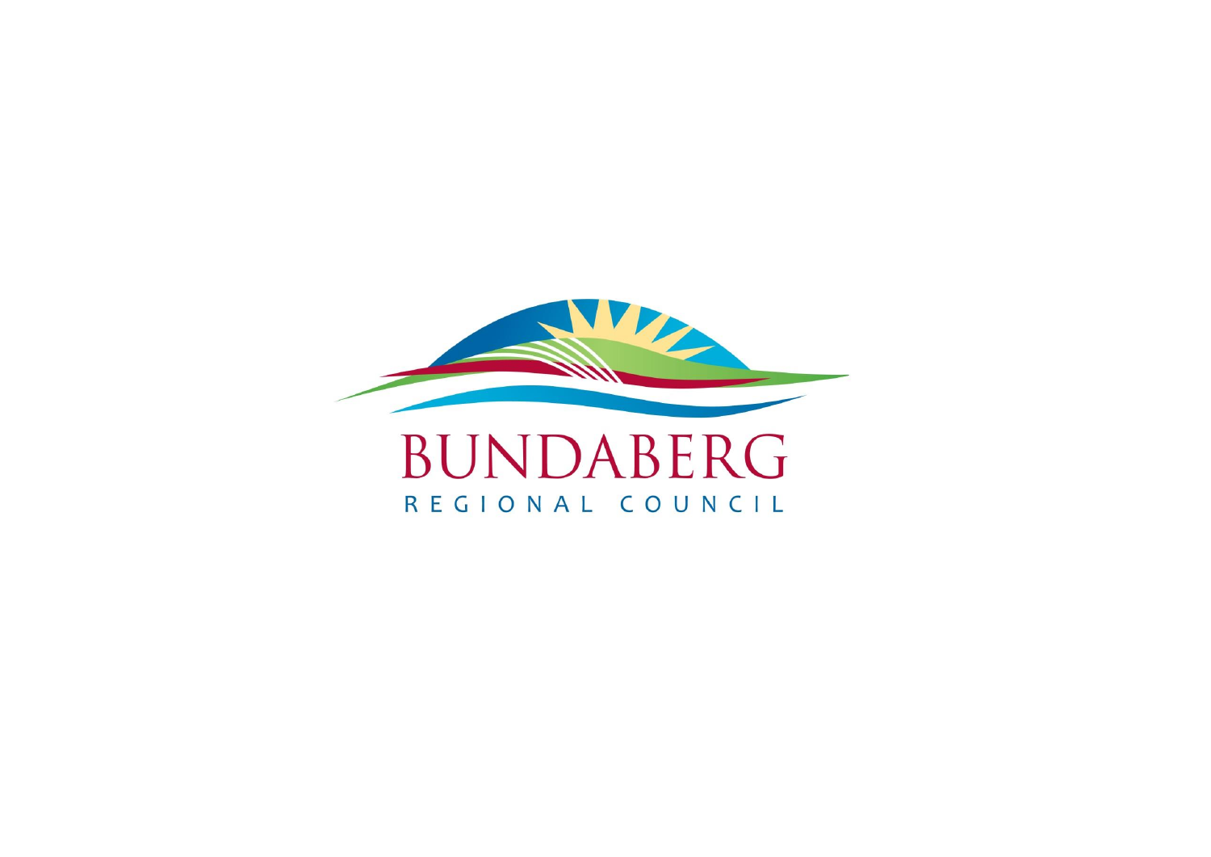BUNDABERG

REGIONAL COUNCIL